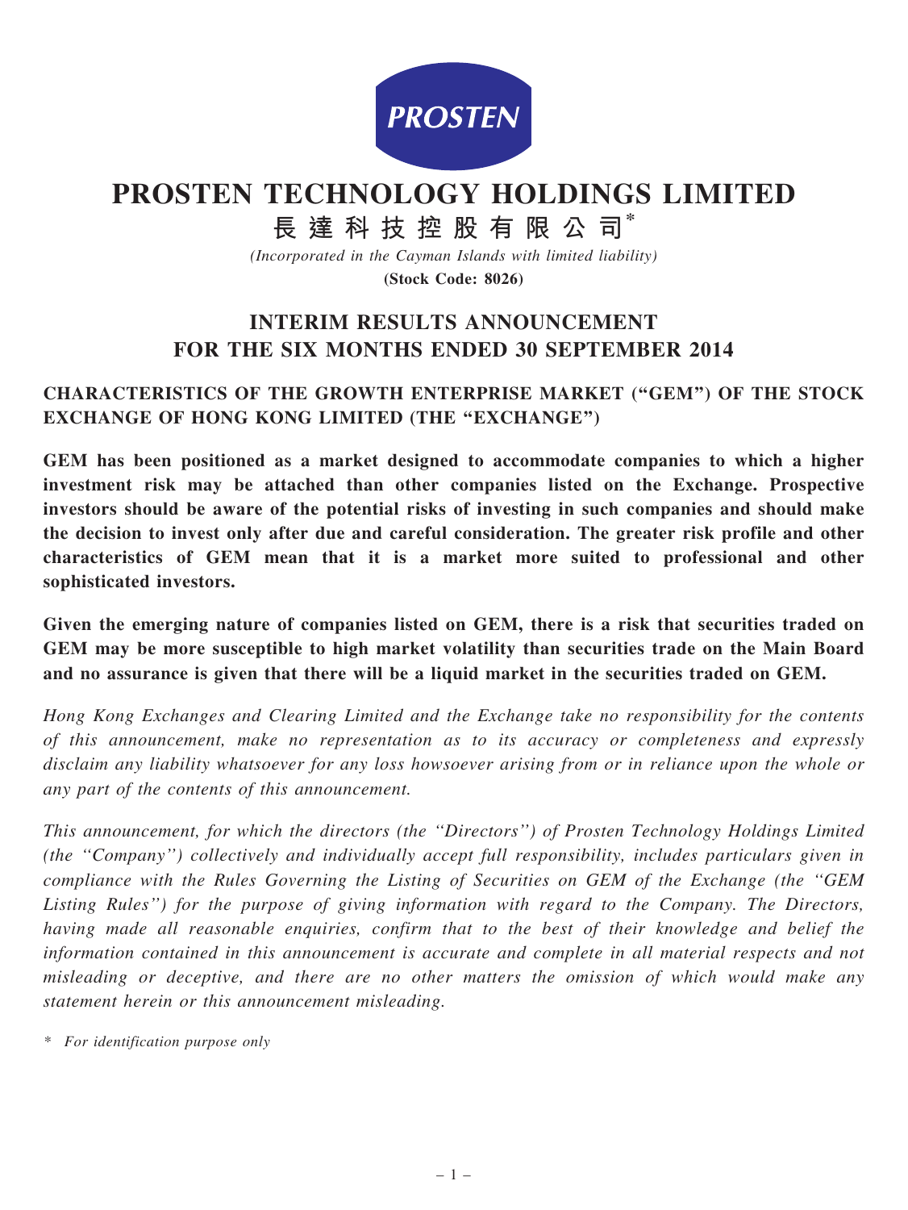PROSTEN

# PROSTEN TECHNOLOGY HOLDINGS LIMITED

# 長達科技控股有限公司*

*(Incorporated in the Cayman Islands with limited liability)*

**(Stock Code: 8026)**

## INTERIM RESULTS ANNOUNCEMENT FOR THE SIX MONTHS ENDED 30 SEPTEMBER 2014

### CHARACTERISTICS OF THE GROWTH ENTERPRISE MARKET ("GEM") OF THE STOCK EXCHANGE OF HONG KONG LIMITED (THE "EXCHANGE")

**GEM has been positioned as a market designed to accommodate companies to which a higher investment risk may be attached than other companies listed on the Exchange. Prospective investors should be aware of the potential risks of investing in such companies and should make the decision to invest only after due and careful consideration. The greater risk profile and other characteristics of GEM mean that it is a market more suited to professional and other sophisticated investors.**

**Given the emerging nature of companies listed on GEM, there is a risk that securities traded on GEM may be more susceptible to high market volatility than securities trade on the Main Board and no assurance is given that there will be a liquid market in the securities traded on GEM.**

*Hong Kong Exchanges and Clearing Limited and the Exchange take no responsibility for the contents of this announcement, make no representation as to its accuracy or completeness and expressly disclaim any liability whatsoever for any loss howsoever arising from or in reliance upon the whole or any part of the contents of this announcement.*

*This announcement, for which the directors (the "Directors") of Prosten Technology Holdings Limited (the "Company") collectively and individually accept full responsibility, includes particulars given in compliance with the Rules Governing the Listing of Securities on GEM of the Exchange (the "GEM Listing Rules") for the purpose of giving information with regard to the Company. The Directors, having made all reasonable enquiries, confirm that to the best of their knowledge and belief the information contained in this announcement is accurate and complete in all material respects and not misleading or deceptive, and there are no other matters the omission of which would make any statement herein or this announcement misleading.*

\* *For identification purpose only*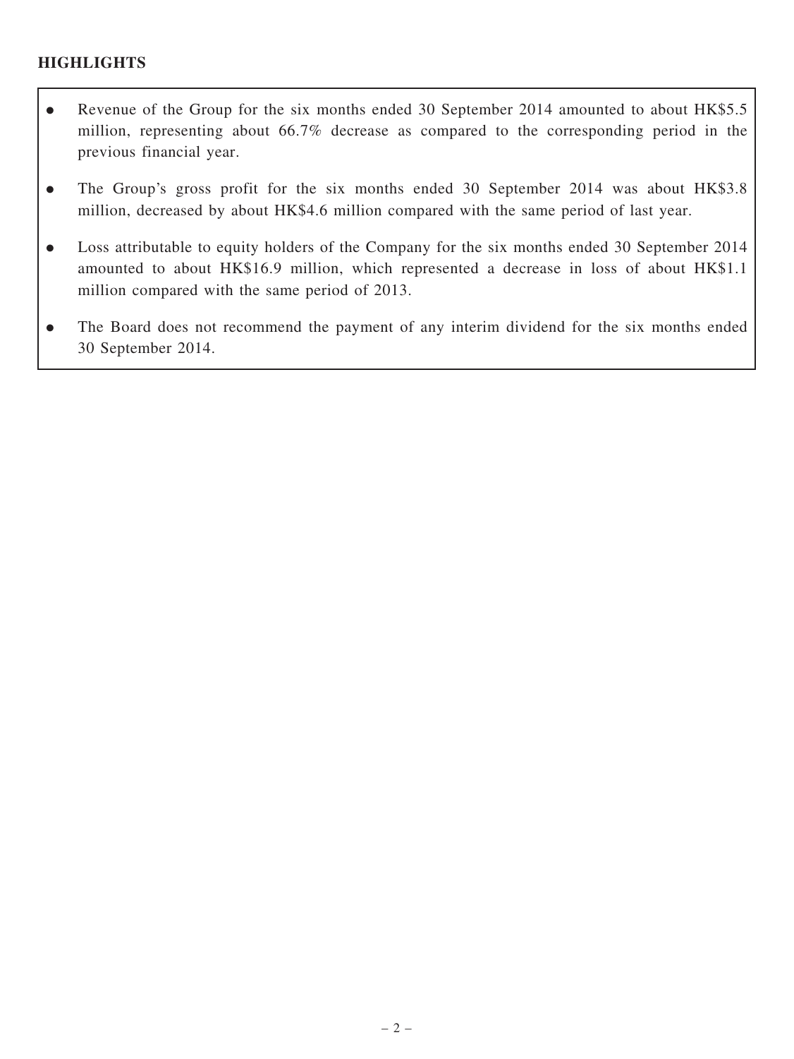## HIGHLIGHTS

- Revenue of the Group for the six months ended 30 September 2014 amounted to about HK$5.5 million, representing about 66.7% decrease as compared to the corresponding period in the previous financial year.
- The Group's gross profit for the six months ended 30 September 2014 was about HK$3.8 million, decreased by about HK$4.6 million compared with the same period of last year.
- Loss attributable to equity holders of the Company for the six months ended 30 September 2014 amounted to about HK$16.9 million, which represented a decrease in loss of about HK$1.1 million compared with the same period of 2013.
- The Board does not recommend the payment of any interim dividend for the six months ended 30 September 2014.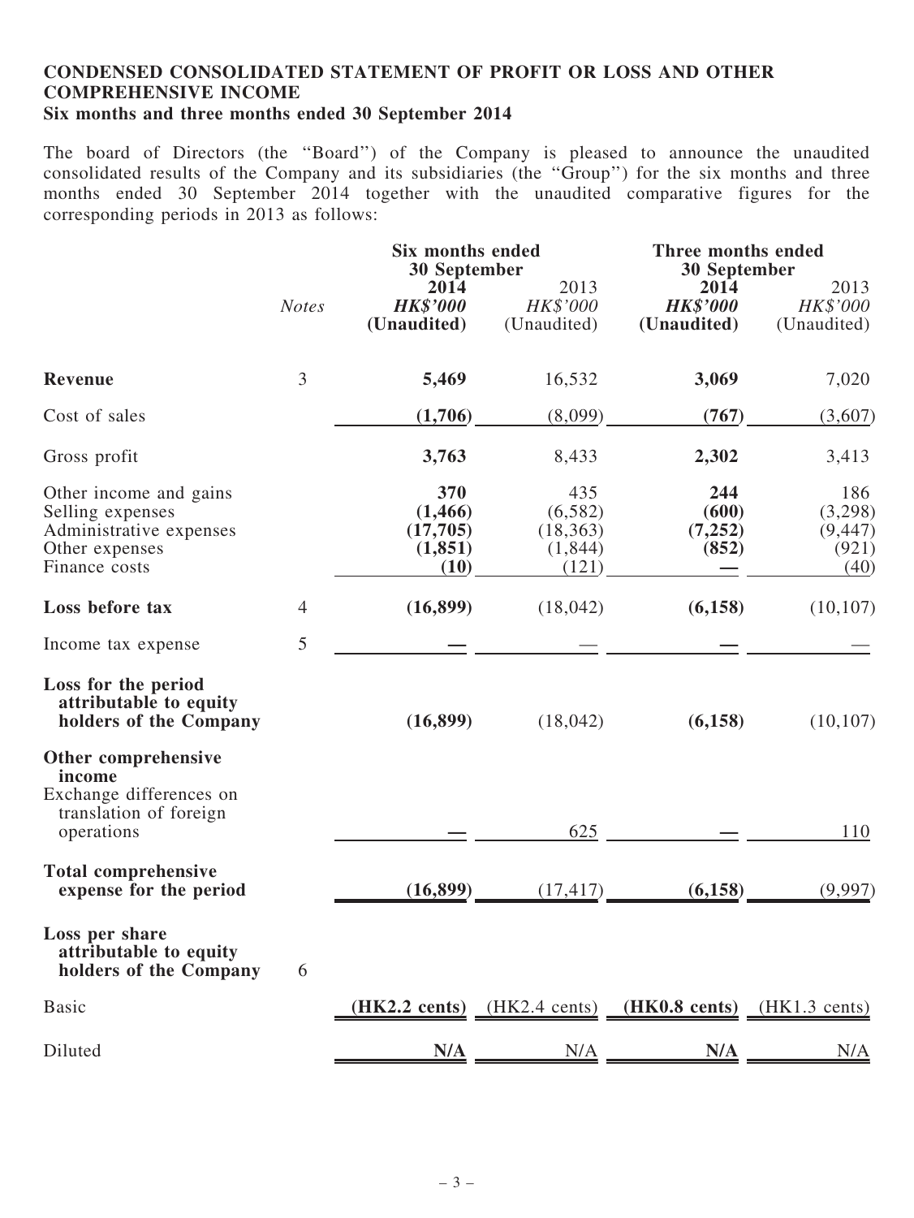## CONDENSED CONSOLIDATED STATEMENT OF PROFIT OR LOSS AND OTHER COMPREHENSIVE INCOME

### Six months and three months ended 30 September 2014

The board of Directors (the "Board") of the Company is pleased to announce the unaudited consolidated results of the Company and its subsidiaries (the "Group") for the six months and three months ended 30 September 2014 together with the unaudited comparative figures for the corresponding periods in 2013 as follows:

| | | Six months ended 30 September | | Three months ended 30 September | |
|---|---|---|---|---|---|
| | *Notes* | **2014** | 2013 | **2014** | 2013 |
| | | ***HK$'000*** | *HK$'000* | ***HK$'000*** | *HK$'000* |
| | | **(Unaudited)** | (Unaudited) | **(Unaudited)** | (Unaudited) |
| **Revenue** | 3 | **5,469** | 16,532 | **3,069** | 7,020 |
| Cost of sales | | **(1,706)** | (8,099) | **(767)** | (3,607) |
| Gross profit | | **3,763** | 8,433 | **2,302** | 3,413 |
| Other income and gains | | **370** | 435 | **244** | 186 |
| Selling expenses | | **(1,466)** | (6,582) | **(600)** | (3,298) |
| Administrative expenses | | **(17,705)** | (18,363) | **(7,252)** | (9,447) |
| Other expenses | | **(1,851)** | (1,844) | **(852)** | (921) |
| Finance costs | | **(10)** | (121) | **—** | (40) |
| **Loss before tax** | 4 | **(16,899)** | (18,042) | **(6,158)** | (10,107) |
| Income tax expense | 5 | **—** | — | **—** | — |
| **Loss for the period attributable to equity holders of the Company** | | **(16,899)** | (18,042) | **(6,158)** | (10,107) |
| **Other comprehensive income** | | | | | |
| Exchange differences on translation of foreign operations | | **—** | 625 | **—** | 110 |
| **Total comprehensive expense for the period** | | **(16,899)** | (17,417) | **(6,158)** | (9,997) |
| **Loss per share attributable to equity holders of the Company** | 6 | | | | |
| Basic | | **(HK2.2 cents)** | (HK2.4 cents) | **(HK0.8 cents)** | (HK1.3 cents) |
| Diluted | | **N/A** | N/A | **N/A** | N/A |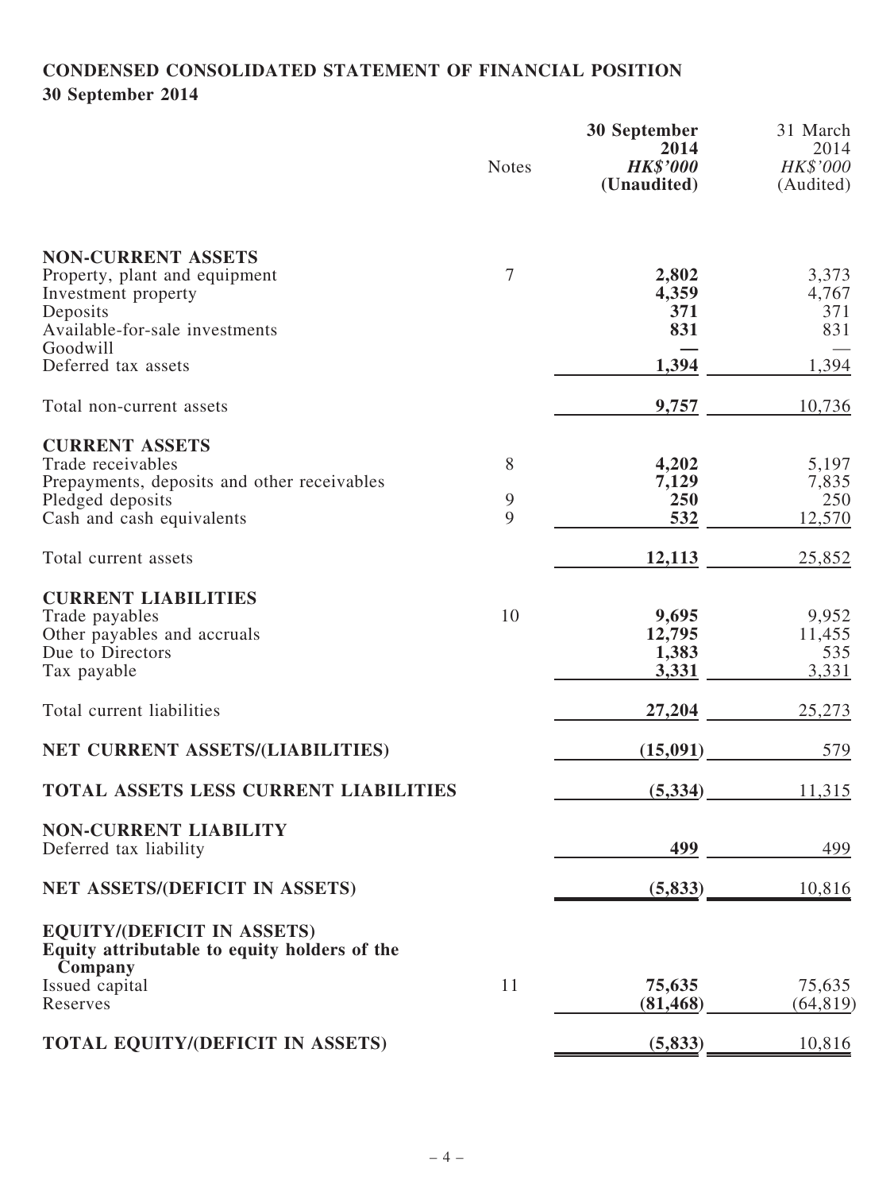# CONDENSED CONSOLIDATED STATEMENT OF FINANCIAL POSITION

## 30 September 2014

| | Notes | **30 September 2014** *HK$'000* **(Unaudited)** | 31 March 2014 *HK$'000* (Audited) |
|---|---|---|---|
| **NON-CURRENT ASSETS** | | | |
| Property, plant and equipment | 7 | **2,802** | 3,373 |
| Investment property | | **4,359** | 4,767 |
| Deposits | | **371** | 371 |
| Available-for-sale investments | | **831** | 831 |
| Goodwill | | **—** | — |
| Deferred tax assets | | **1,394** | 1,394 |
| Total non-current assets | | **9,757** | 10,736 |
| **CURRENT ASSETS** | | | |
| Trade receivables | 8 | **4,202** | 5,197 |
| Prepayments, deposits and other receivables | | **7,129** | 7,835 |
| Pledged deposits | 9 | **250** | 250 |
| Cash and cash equivalents | 9 | **532** | 12,570 |
| Total current assets | | **12,113** | 25,852 |
| **CURRENT LIABILITIES** | | | |
| Trade payables | 10 | **9,695** | 9,952 |
| Other payables and accruals | | **12,795** | 11,455 |
| Due to Directors | | **1,383** | 535 |
| Tax payable | | **3,331** | 3,331 |
| Total current liabilities | | **27,204** | 25,273 |
| **NET CURRENT ASSETS/(LIABILITIES)** | | **(15,091)** | 579 |
| **TOTAL ASSETS LESS CURRENT LIABILITIES** | | **(5,334)** | 11,315 |
| **NON-CURRENT LIABILITY** | | | |
| Deferred tax liability | | **499** | 499 |
| **NET ASSETS/(DEFICIT IN ASSETS)** | | **(5,833)** | 10,816 |
| **EQUITY/(DEFICIT IN ASSETS)** | | | |
| **Equity attributable to equity holders of the Company** | | | |
| Issued capital | 11 | **75,635** | 75,635 |
| Reserves | | **(81,468)** | (64,819) |
| **TOTAL EQUITY/(DEFICIT IN ASSETS)** | | **(5,833)** | 10,816 |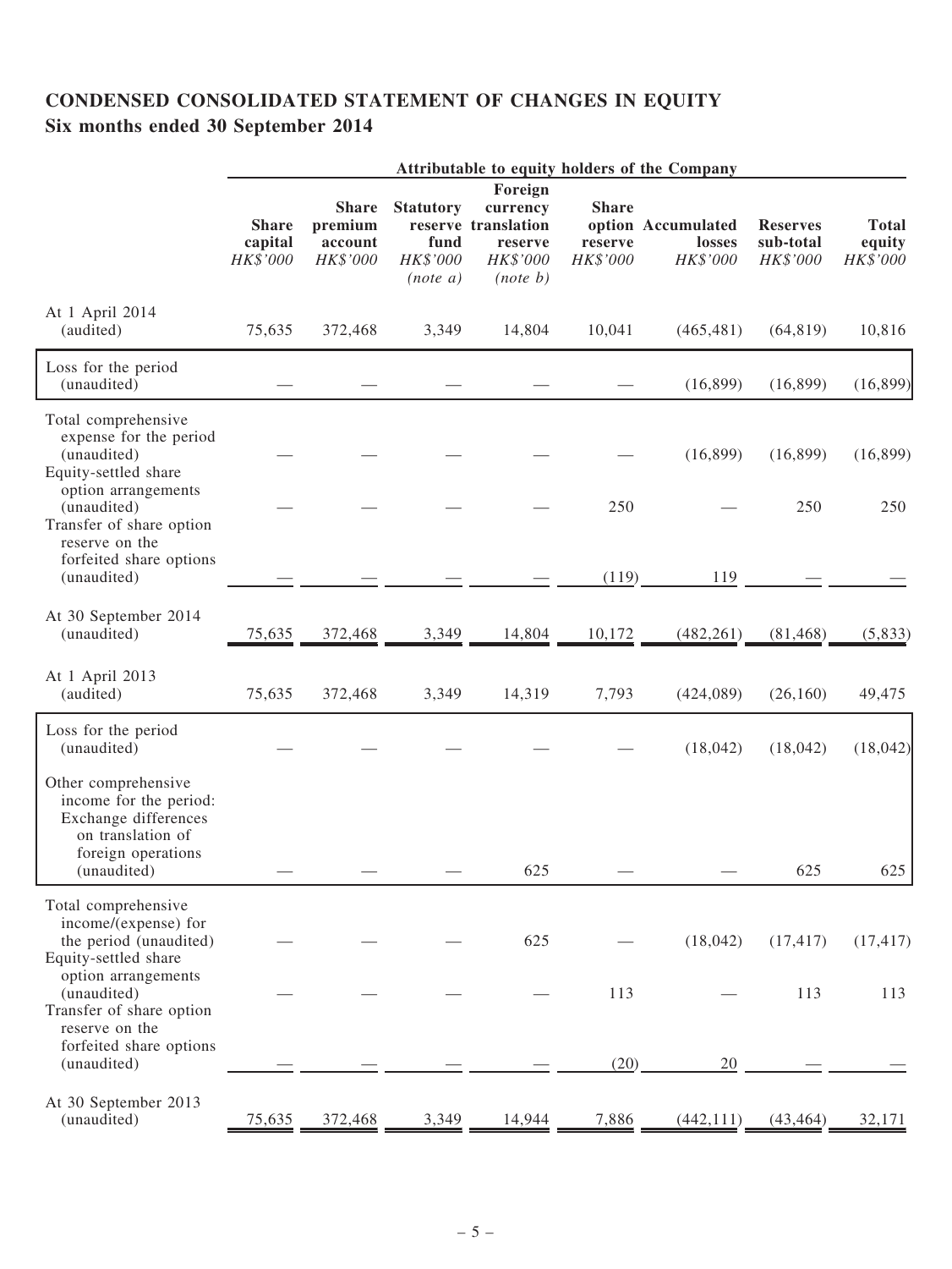# CONDENSED CONSOLIDATED STATEMENT OF CHANGES IN EQUITY

## Six months ended 30 September 2014

| | Attributable to equity holders of the Company | | | | | | | |
|---|---|---|---|---|---|---|---|---|
| | Share capital<br>*HK$'000* | Share premium account<br>*HK$'000* | Statutory reserve fund<br>*HK$'000*<br>*(note a)* | Foreign currency translation reserve<br>*HK$'000*<br>*(note b)* | Share option reserve<br>*HK$'000* | Accumulated losses<br>*HK$'000* | Reserves sub-total<br>*HK$'000* | Total equity<br>*HK$'000* |
| At 1 April 2014 (audited) | 75,635 | 372,468 | 3,349 | 14,804 | 10,041 | (465,481) | (64,819) | 10,816 |
| Loss for the period (unaudited) | — | — | — | — | — | (16,899) | (16,899) | (16,899) |
| Total comprehensive expense for the period (unaudited) | — | — | — | — | — | (16,899) | (16,899) | (16,899) |
| Equity-settled share option arrangements (unaudited) | — | — | — | — | 250 | — | 250 | 250 |
| Transfer of share option reserve on the forfeited share options (unaudited) | — | — | — | — | (119) | 119 | — | — |
| At 30 September 2014 (unaudited) | 75,635 | 372,468 | 3,349 | 14,804 | 10,172 | (482,261) | (81,468) | (5,833) |
| At 1 April 2013 (audited) | 75,635 | 372,468 | 3,349 | 14,319 | 7,793 | (424,089) | (26,160) | 49,475 |
| Loss for the period (unaudited) | — | — | — | — | — | (18,042) | (18,042) | (18,042) |
| Other comprehensive income for the period: Exchange differences on translation of foreign operations (unaudited) | — | — | — | 625 | — | — | 625 | 625 |
| Total comprehensive income/(expense) for the period (unaudited) | — | — | — | 625 | — | (18,042) | (17,417) | (17,417) |
| Equity-settled share option arrangements (unaudited) | — | — | — | — | 113 | — | 113 | 113 |
| Transfer of share option reserve on the forfeited share options (unaudited) | — | — | — | — | (20) | 20 | — | — |
| At 30 September 2013 (unaudited) | 75,635 | 372,468 | 3,349 | 14,944 | 7,886 | (442,111) | (43,464) | 32,171 |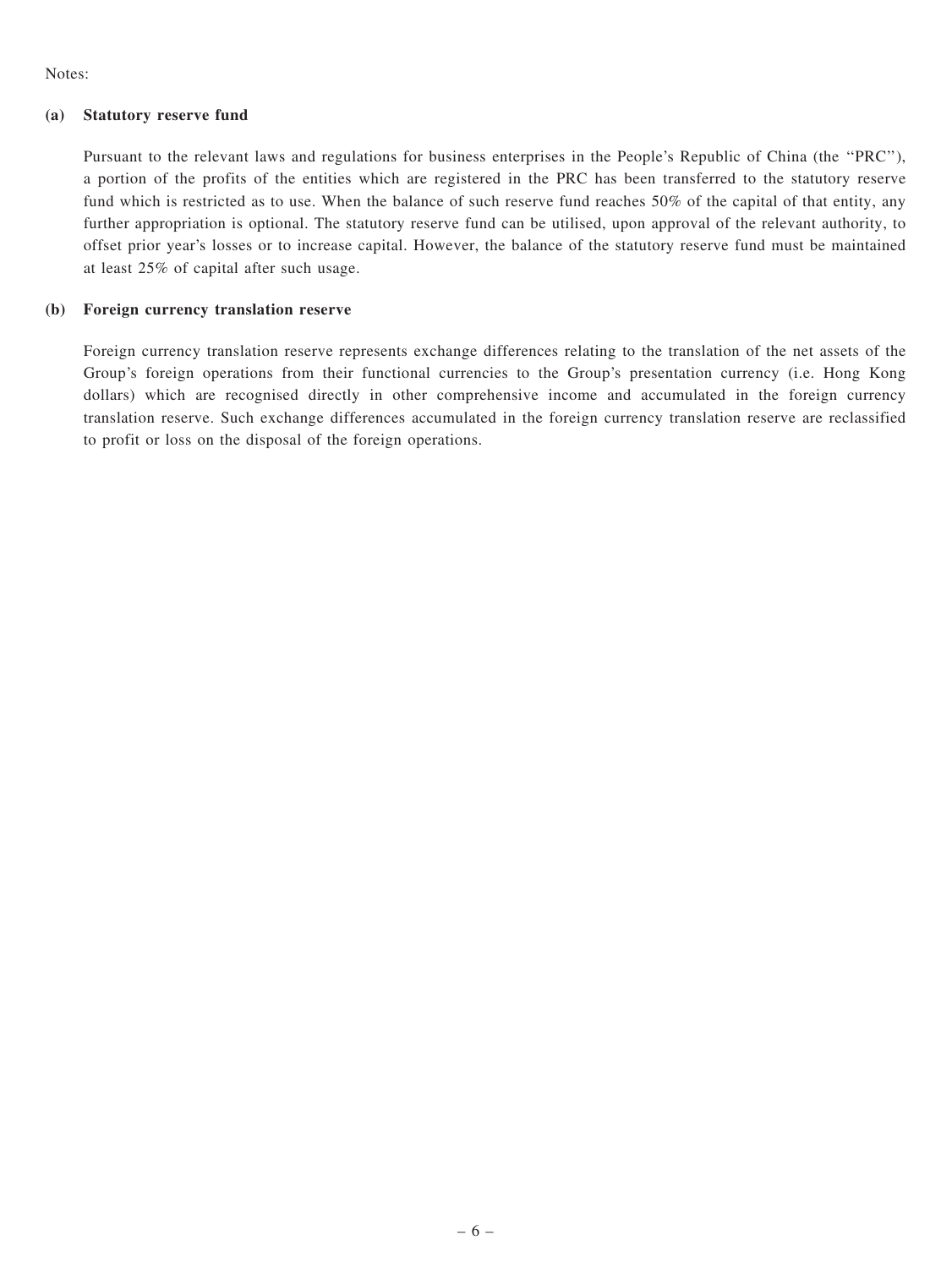Notes:

**(a) Statutory reserve fund**

Pursuant to the relevant laws and regulations for business enterprises in the People's Republic of China (the "PRC"), a portion of the profits of the entities which are registered in the PRC has been transferred to the statutory reserve fund which is restricted as to use. When the balance of such reserve fund reaches 50% of the capital of that entity, any further appropriation is optional. The statutory reserve fund can be utilised, upon approval of the relevant authority, to offset prior year's losses or to increase capital. However, the balance of the statutory reserve fund must be maintained at least 25% of capital after such usage.

**(b) Foreign currency translation reserve**

Foreign currency translation reserve represents exchange differences relating to the translation of the net assets of the Group's foreign operations from their functional currencies to the Group's presentation currency (i.e. Hong Kong dollars) which are recognised directly in other comprehensive income and accumulated in the foreign currency translation reserve. Such exchange differences accumulated in the foreign currency translation reserve are reclassified to profit or loss on the disposal of the foreign operations.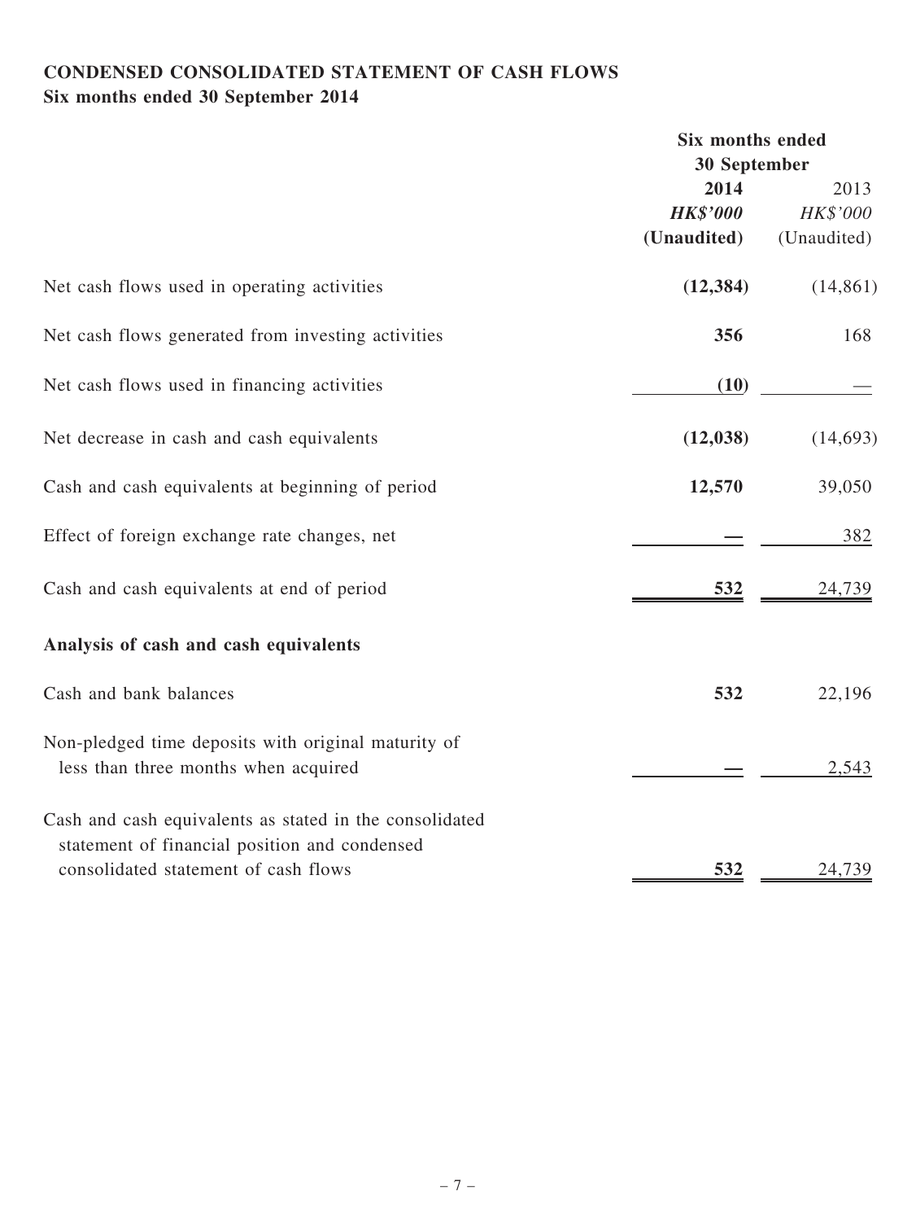## CONDENSED CONSOLIDATED STATEMENT OF CASH FLOWS
### Six months ended 30 September 2014

| | Six months ended 30 September | |
|---|---|---|
| | **2014** | 2013 |
| | ***HK\$'000*** | *HK\$'000* |
| | **(Unaudited)** | (Unaudited) |
| Net cash flows used in operating activities | **(12,384)** | (14,861) |
| Net cash flows generated from investing activities | **356** | 168 |
| Net cash flows used in financing activities | **(10)** | — |
| Net decrease in cash and cash equivalents | **(12,038)** | (14,693) |
| Cash and cash equivalents at beginning of period | **12,570** | 39,050 |
| Effect of foreign exchange rate changes, net | **—** | 382 |
| Cash and cash equivalents at end of period | **532** | 24,739 |
| **Analysis of cash and cash equivalents** | | |
| Cash and bank balances | **532** | 22,196 |
| Non-pledged time deposits with original maturity of less than three months when acquired | **—** | 2,543 |
| Cash and cash equivalents as stated in the consolidated statement of financial position and condensed consolidated statement of cash flows | **532** | 24,739 |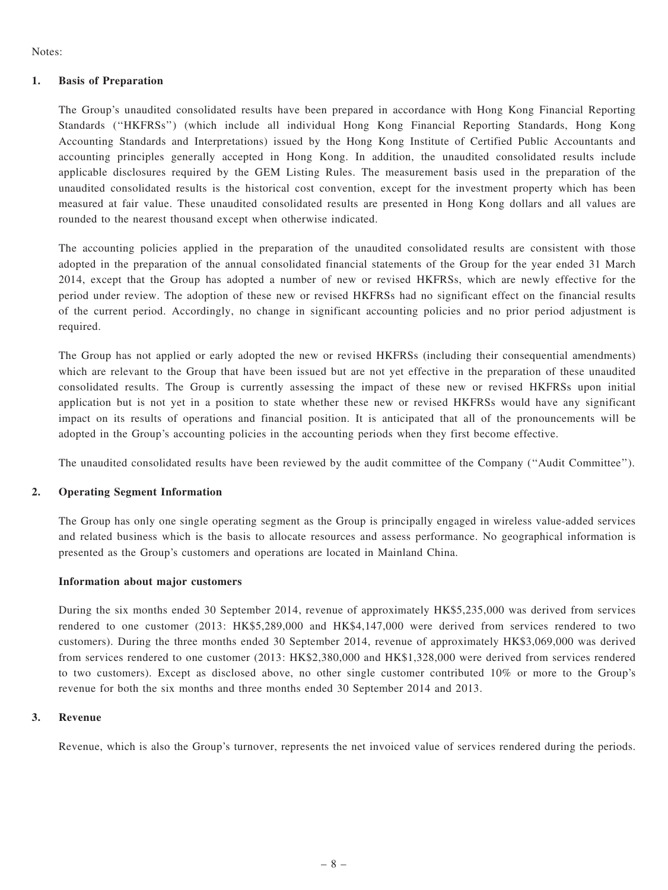Notes:

## 1. Basis of Preparation

The Group's unaudited consolidated results have been prepared in accordance with Hong Kong Financial Reporting Standards (''HKFRSs'') (which include all individual Hong Kong Financial Reporting Standards, Hong Kong Accounting Standards and Interpretations) issued by the Hong Kong Institute of Certified Public Accountants and accounting principles generally accepted in Hong Kong. In addition, the unaudited consolidated results include applicable disclosures required by the GEM Listing Rules. The measurement basis used in the preparation of the unaudited consolidated results is the historical cost convention, except for the investment property which has been measured at fair value. These unaudited consolidated results are presented in Hong Kong dollars and all values are rounded to the nearest thousand except when otherwise indicated.

The accounting policies applied in the preparation of the unaudited consolidated results are consistent with those adopted in the preparation of the annual consolidated financial statements of the Group for the year ended 31 March 2014, except that the Group has adopted a number of new or revised HKFRSs, which are newly effective for the period under review. The adoption of these new or revised HKFRSs had no significant effect on the financial results of the current period. Accordingly, no change in significant accounting policies and no prior period adjustment is required.

The Group has not applied or early adopted the new or revised HKFRSs (including their consequential amendments) which are relevant to the Group that have been issued but are not yet effective in the preparation of these unaudited consolidated results. The Group is currently assessing the impact of these new or revised HKFRSs upon initial application but is not yet in a position to state whether these new or revised HKFRSs would have any significant impact on its results of operations and financial position. It is anticipated that all of the pronouncements will be adopted in the Group's accounting policies in the accounting periods when they first become effective.

The unaudited consolidated results have been reviewed by the audit committee of the Company (''Audit Committee'').

## 2. Operating Segment Information

The Group has only one single operating segment as the Group is principally engaged in wireless value-added services and related business which is the basis to allocate resources and assess performance. No geographical information is presented as the Group's customers and operations are located in Mainland China.

### Information about major customers

During the six months ended 30 September 2014, revenue of approximately HK$5,235,000 was derived from services rendered to one customer (2013: HK$5,289,000 and HK$4,147,000 were derived from services rendered to two customers). During the three months ended 30 September 2014, revenue of approximately HK$3,069,000 was derived from services rendered to one customer (2013: HK$2,380,000 and HK$1,328,000 were derived from services rendered to two customers). Except as disclosed above, no other single customer contributed 10% or more to the Group's revenue for both the six months and three months ended 30 September 2014 and 2013.

## 3. Revenue

Revenue, which is also the Group's turnover, represents the net invoiced value of services rendered during the periods.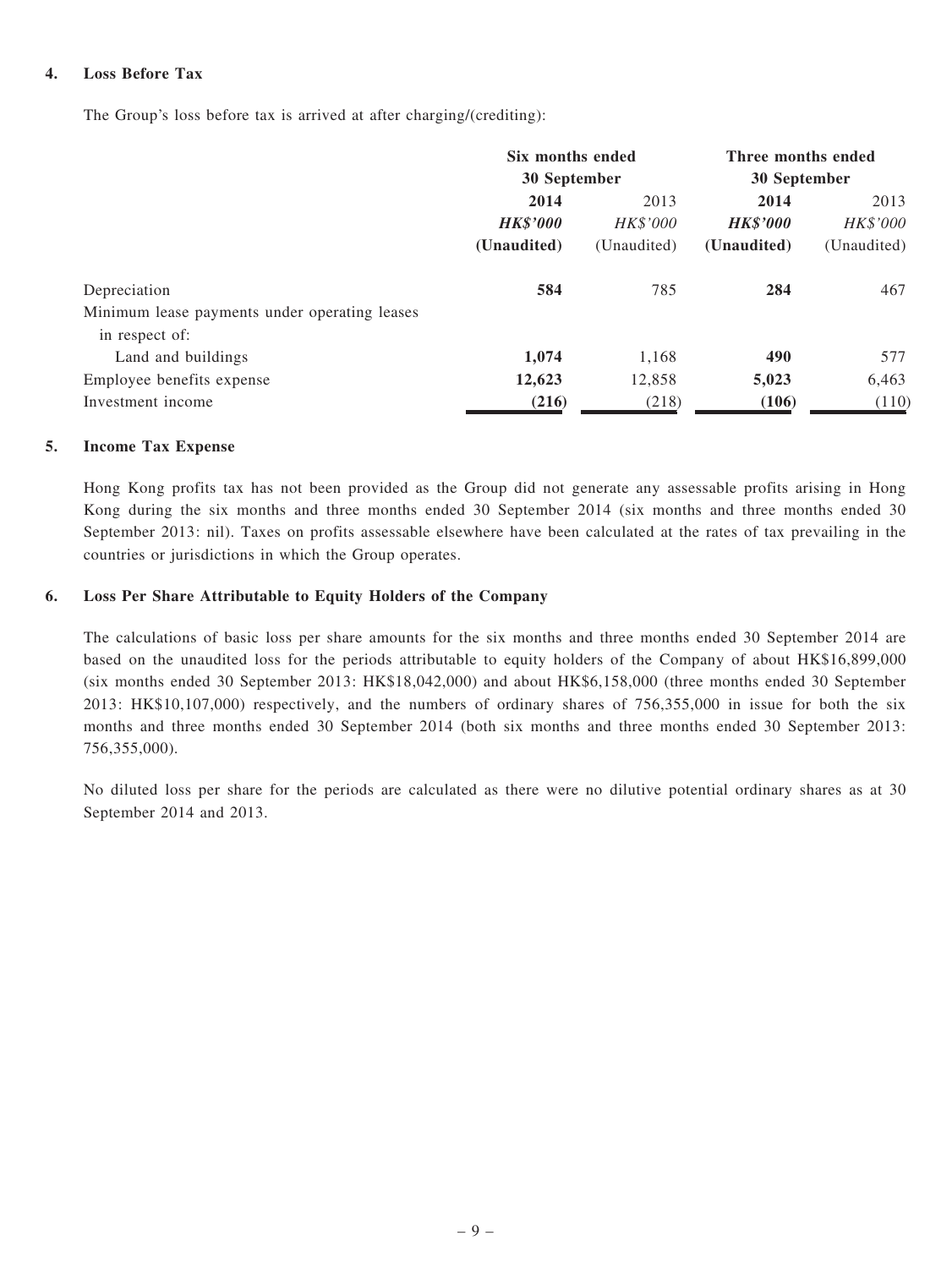### 4. Loss Before Tax

The Group's loss before tax is arrived at after charging/(crediting):

| | Six months ended 30 September | | Three months ended 30 September | |
|---|---|---|---|---|
| | **2014** | 2013 | **2014** | 2013 |
| | ***HK$'000*** | *HK$'000* | ***HK$'000*** | *HK$'000* |
| | **(Unaudited)** | (Unaudited) | **(Unaudited)** | (Unaudited) |
| Depreciation | **584** | 785 | **284** | 467 |
| Minimum lease payments under operating leases in respect of: | | | | |
| Land and buildings | **1,074** | 1,168 | **490** | 577 |
| Employee benefits expense | **12,623** | 12,858 | **5,023** | 6,463 |
| Investment income | **(216)** | (218) | **(106)** | (110) |

### 5. Income Tax Expense

Hong Kong profits tax has not been provided as the Group did not generate any assessable profits arising in Hong Kong during the six months and three months ended 30 September 2014 (six months and three months ended 30 September 2013: nil). Taxes on profits assessable elsewhere have been calculated at the rates of tax prevailing in the countries or jurisdictions in which the Group operates.

### 6. Loss Per Share Attributable to Equity Holders of the Company

The calculations of basic loss per share amounts for the six months and three months ended 30 September 2014 are based on the unaudited loss for the periods attributable to equity holders of the Company of about HK$16,899,000 (six months ended 30 September 2013: HK$18,042,000) and about HK$6,158,000 (three months ended 30 September 2013: HK$10,107,000) respectively, and the numbers of ordinary shares of 756,355,000 in issue for both the six months and three months ended 30 September 2014 (both six months and three months ended 30 September 2013: 756,355,000).

No diluted loss per share for the periods are calculated as there were no dilutive potential ordinary shares as at 30 September 2014 and 2013.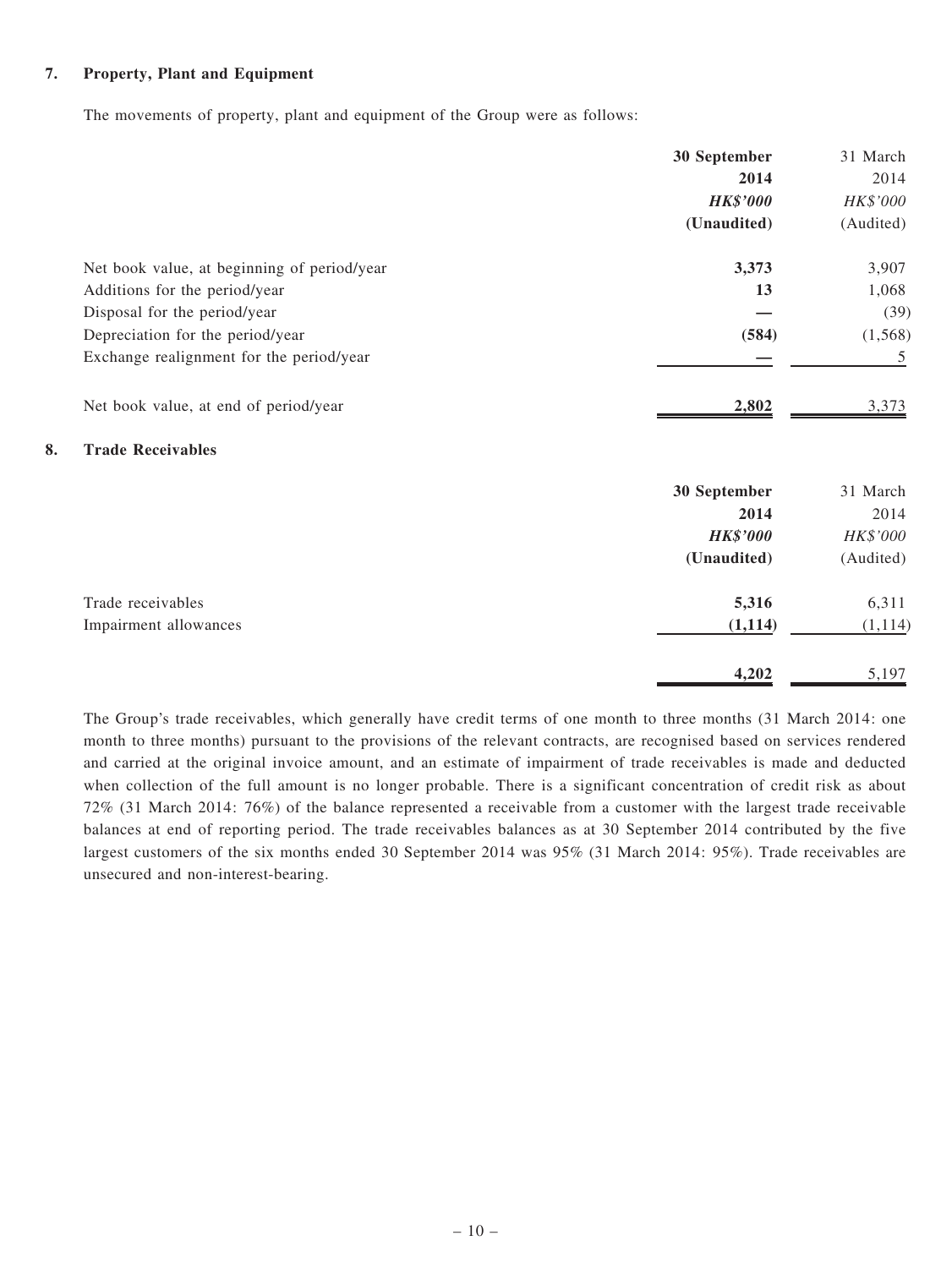## 7. Property, Plant and Equipment

The movements of property, plant and equipment of the Group were as follows:

| | 30 September 2014 | 31 March 2014 |
|---|---|---|
| | *HK$'000* | *HK$'000* |
| | (Unaudited) | (Audited) |
| Net book value, at beginning of period/year | **3,373** | 3,907 |
| Additions for the period/year | **13** | 1,068 |
| Disposal for the period/year | **—** | (39) |
| Depreciation for the period/year | **(584)** | (1,568) |
| Exchange realignment for the period/year | **—** | 5 |
| Net book value, at end of period/year | **2,802** | 3,373 |

## 8. Trade Receivables

| | 30 September 2014 | 31 March 2014 |
|---|---|---|
| | *HK$'000* | *HK$'000* |
| | (Unaudited) | (Audited) |
| Trade receivables | **5,316** | 6,311 |
| Impairment allowances | **(1,114)** | (1,114) |
| | **4,202** | 5,197 |

The Group's trade receivables, which generally have credit terms of one month to three months (31 March 2014: one month to three months) pursuant to the provisions of the relevant contracts, are recognised based on services rendered and carried at the original invoice amount, and an estimate of impairment of trade receivables is made and deducted when collection of the full amount is no longer probable. There is a significant concentration of credit risk as about 72% (31 March 2014: 76%) of the balance represented a receivable from a customer with the largest trade receivable balances at end of reporting period. The trade receivables balances as at 30 September 2014 contributed by the five largest customers of the six months ended 30 September 2014 was 95% (31 March 2014: 95%). Trade receivables are unsecured and non-interest-bearing.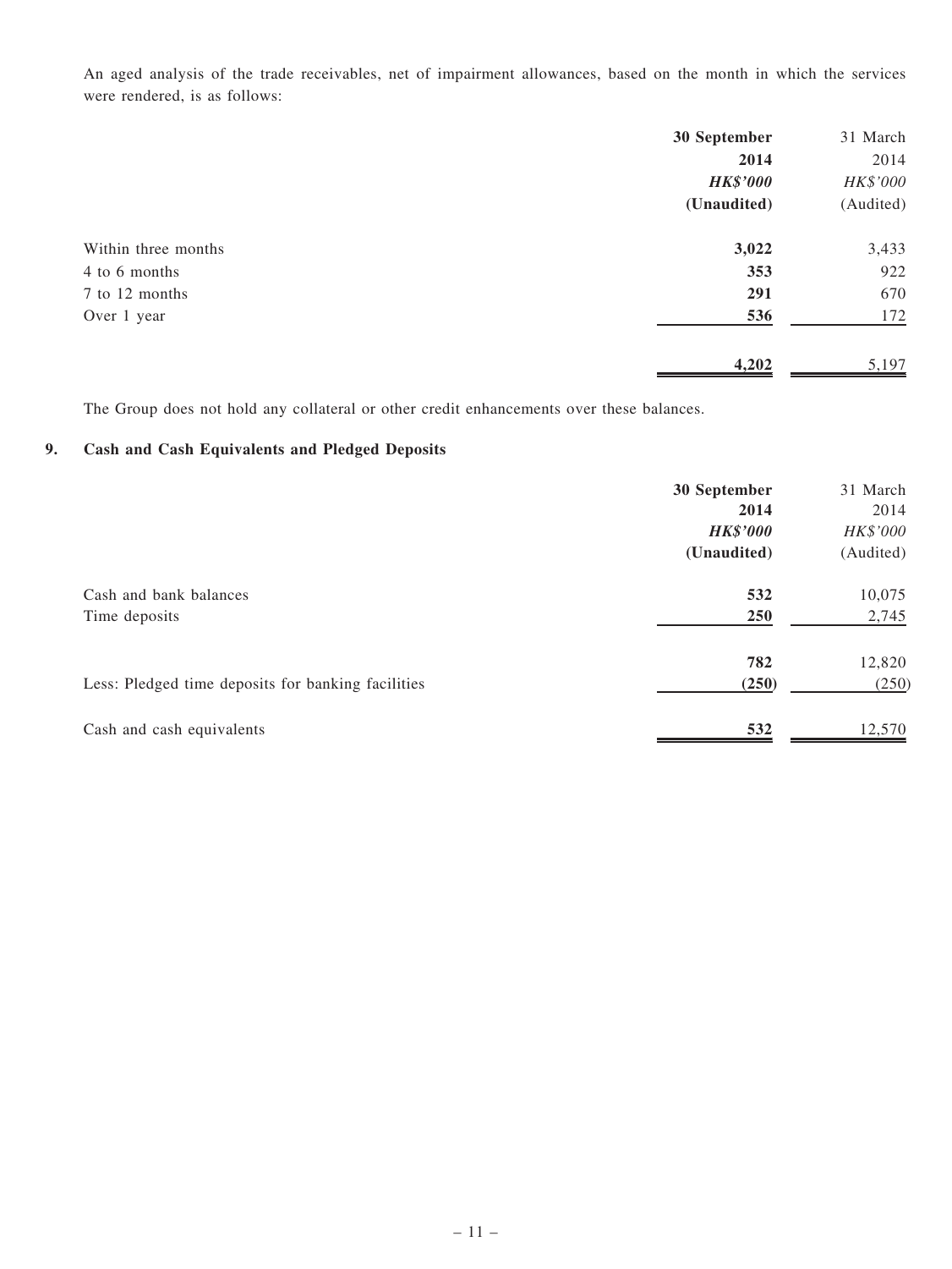An aged analysis of the trade receivables, net of impairment allowances, based on the month in which the services were rendered, is as follows:

| | 30 September 2014 | 31 March 2014 |
|---|---|---|
| | ***HK$'000*** | *HK$'000* |
| | **(Unaudited)** | (Audited) |
| Within three months | **3,022** | 3,433 |
| 4 to 6 months | **353** | 922 |
| 7 to 12 months | **291** | 670 |
| Over 1 year | **536** | 172 |
| | **4,202** | 5,197 |

The Group does not hold any collateral or other credit enhancements over these balances.

## 9. Cash and Cash Equivalents and Pledged Deposits

| | 30 September 2014 | 31 March 2014 |
|---|---|---|
| | ***HK$'000*** | *HK$'000* |
| | **(Unaudited)** | (Audited) |
| Cash and bank balances | **532** | 10,075 |
| Time deposits | **250** | 2,745 |
| | **782** | 12,820 |
| Less: Pledged time deposits for banking facilities | **(250)** | (250) |
| Cash and cash equivalents | **532** | 12,570 |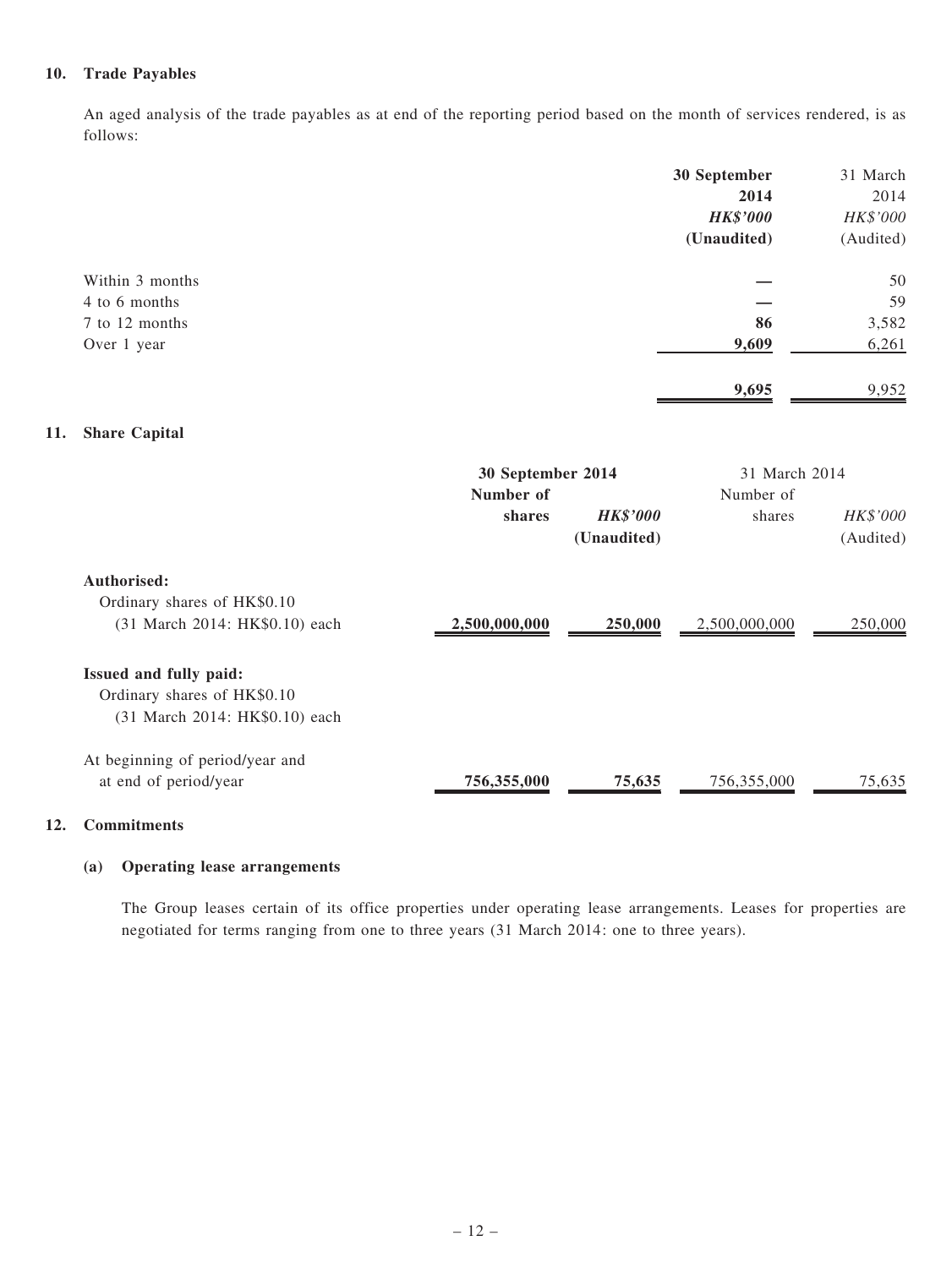## 10. Trade Payables

An aged analysis of the trade payables as at end of the reporting period based on the month of services rendered, is as follows:

| | **30 September 2014** | 31 March 2014 |
|---|---|---|
| | ***HK$'000*** | *HK$'000* |
| | **(Unaudited)** | (Audited) |
| Within 3 months | **—** | 50 |
| 4 to 6 months | **—** | 59 |
| 7 to 12 months | **86** | 3,582 |
| Over 1 year | **9,609** | 6,261 |
| | **9,695** | 9,952 |

## 11. Share Capital

| | **30 September 2014** | | 31 March 2014 | |
|---|---|---|---|---|
| | **Number of shares** | ***HK$'000*** | Number of shares | *HK$'000* |
| | | **(Unaudited)** | | (Audited) |
| **Authorised:** | | | | |
| Ordinary shares of HK$0.10 (31 March 2014: HK$0.10) each | **2,500,000,000** | **250,000** | 2,500,000,000 | 250,000 |
| **Issued and fully paid:** | | | | |
| Ordinary shares of HK$0.10 (31 March 2014: HK$0.10) each | | | | |
| At beginning of period/year and at end of period/year | **756,355,000** | **75,635** | 756,355,000 | 75,635 |

## 12. Commitments

### (a) Operating lease arrangements

The Group leases certain of its office properties under operating lease arrangements. Leases for properties are negotiated for terms ranging from one to three years (31 March 2014: one to three years).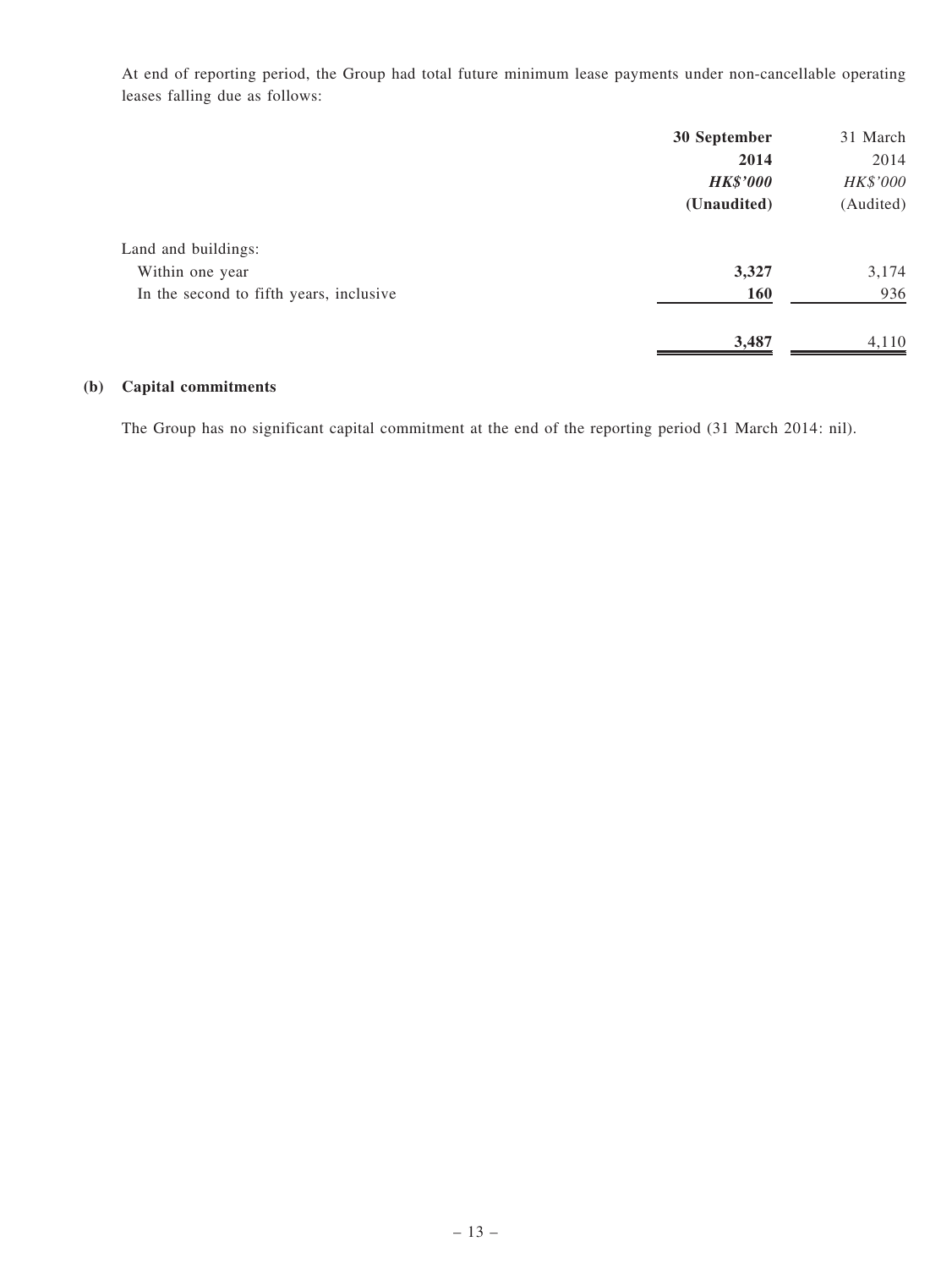At end of reporting period, the Group had total future minimum lease payments under non-cancellable operating leases falling due as follows:

| | **30 September 2014** | 31 March 2014 |
|---|---|---|
| | ***HK$'000*** | *HK$'000* |
| | **(Unaudited)** | (Audited) |
| Land and buildings: | | |
| Within one year | **3,327** | 3,174 |
| In the second to fifth years, inclusive | **160** | 936 |
| | **3,487** | 4,110 |

**(b) Capital commitments**

The Group has no significant capital commitment at the end of the reporting period (31 March 2014: nil).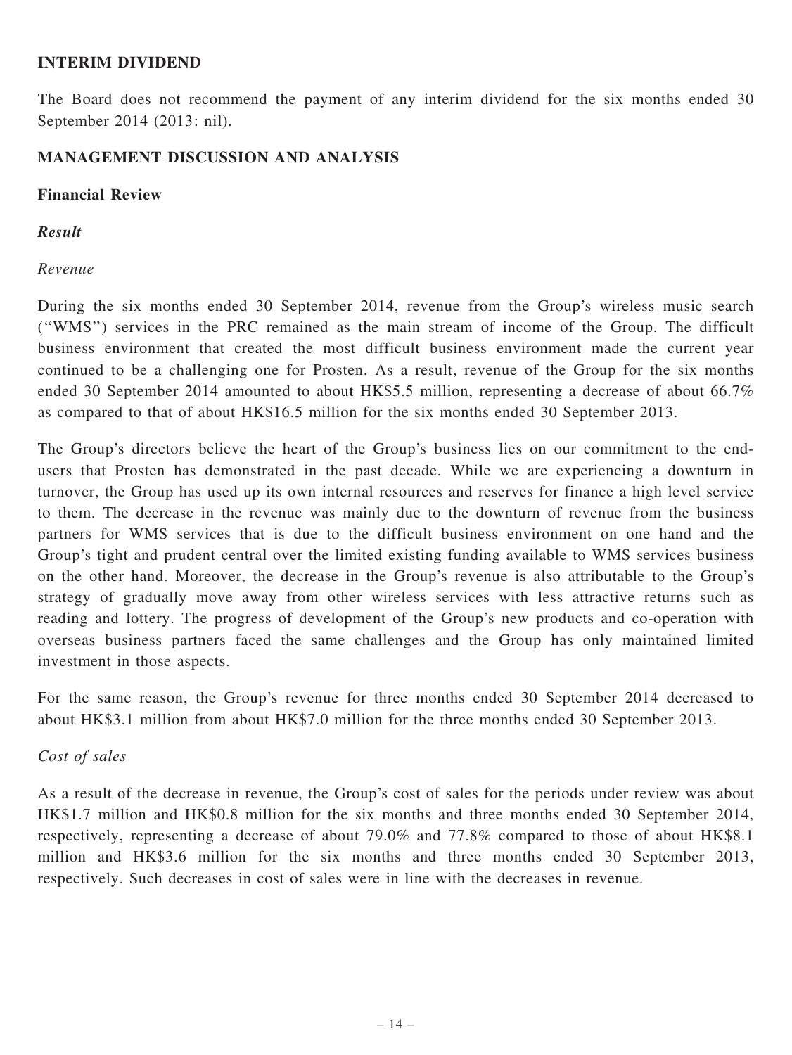## INTERIM DIVIDEND

The Board does not recommend the payment of any interim dividend for the six months ended 30 September 2014 (2013: nil).

## MANAGEMENT DISCUSSION AND ANALYSIS

### Financial Review

***Result***

*Revenue*

During the six months ended 30 September 2014, revenue from the Group's wireless music search ("WMS") services in the PRC remained as the main stream of income of the Group. The difficult business environment that created the most difficult business environment made the current year continued to be a challenging one for Prosten. As a result, revenue of the Group for the six months ended 30 September 2014 amounted to about HK$5.5 million, representing a decrease of about 66.7% as compared to that of about HK$16.5 million for the six months ended 30 September 2013.

The Group's directors believe the heart of the Group's business lies on our commitment to the end-users that Prosten has demonstrated in the past decade. While we are experiencing a downturn in turnover, the Group has used up its own internal resources and reserves for finance a high level service to them. The decrease in the revenue was mainly due to the downturn of revenue from the business partners for WMS services that is due to the difficult business environment on one hand and the Group's tight and prudent central over the limited existing funding available to WMS services business on the other hand. Moreover, the decrease in the Group's revenue is also attributable to the Group's strategy of gradually move away from other wireless services with less attractive returns such as reading and lottery. The progress of development of the Group's new products and co-operation with overseas business partners faced the same challenges and the Group has only maintained limited investment in those aspects.

For the same reason, the Group's revenue for three months ended 30 September 2014 decreased to about HK$3.1 million from about HK$7.0 million for the three months ended 30 September 2013.

*Cost of sales*

As a result of the decrease in revenue, the Group's cost of sales for the periods under review was about HK$1.7 million and HK$0.8 million for the six months and three months ended 30 September 2014, respectively, representing a decrease of about 79.0% and 77.8% compared to those of about HK$8.1 million and HK$3.6 million for the six months and three months ended 30 September 2013, respectively. Such decreases in cost of sales were in line with the decreases in revenue.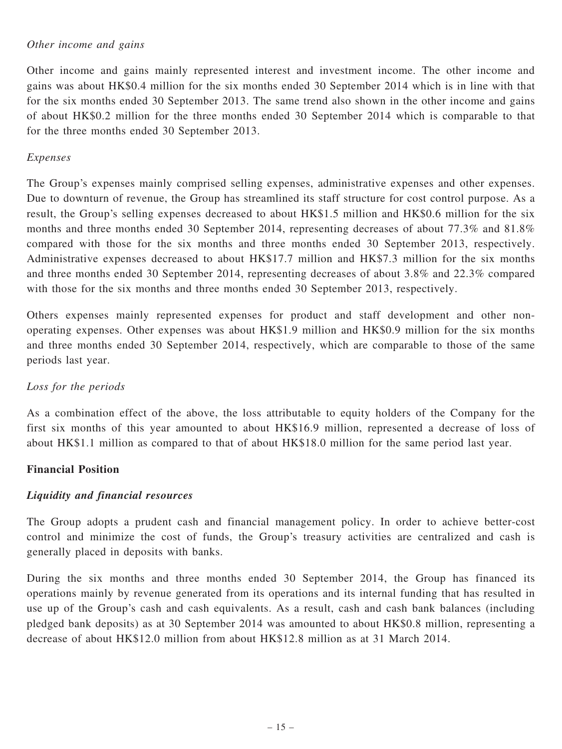*Other income and gains*

Other income and gains mainly represented interest and investment income. The other income and gains was about HK$0.4 million for the six months ended 30 September 2014 which is in line with that for the six months ended 30 September 2013. The same trend also shown in the other income and gains of about HK$0.2 million for the three months ended 30 September 2014 which is comparable to that for the three months ended 30 September 2013.

*Expenses*

The Group's expenses mainly comprised selling expenses, administrative expenses and other expenses. Due to downturn of revenue, the Group has streamlined its staff structure for cost control purpose. As a result, the Group's selling expenses decreased to about HK$1.5 million and HK$0.6 million for the six months and three months ended 30 September 2014, representing decreases of about 77.3% and 81.8% compared with those for the six months and three months ended 30 September 2013, respectively. Administrative expenses decreased to about HK$17.7 million and HK$7.3 million for the six months and three months ended 30 September 2014, representing decreases of about 3.8% and 22.3% compared with those for the six months and three months ended 30 September 2013, respectively.

Others expenses mainly represented expenses for product and staff development and other non-operating expenses. Other expenses was about HK$1.9 million and HK$0.9 million for the six months and three months ended 30 September 2014, respectively, which are comparable to those of the same periods last year.

*Loss for the periods*

As a combination effect of the above, the loss attributable to equity holders of the Company for the first six months of this year amounted to about HK$16.9 million, represented a decrease of loss of about HK$1.1 million as compared to that of about HK$18.0 million for the same period last year.

**Financial Position**

***Liquidity and financial resources***

The Group adopts a prudent cash and financial management policy. In order to achieve better-cost control and minimize the cost of funds, the Group's treasury activities are centralized and cash is generally placed in deposits with banks.

During the six months and three months ended 30 September 2014, the Group has financed its operations mainly by revenue generated from its operations and its internal funding that has resulted in use up of the Group's cash and cash equivalents. As a result, cash and cash bank balances (including pledged bank deposits) as at 30 September 2014 was amounted to about HK$0.8 million, representing a decrease of about HK$12.0 million from about HK$12.8 million as at 31 March 2014.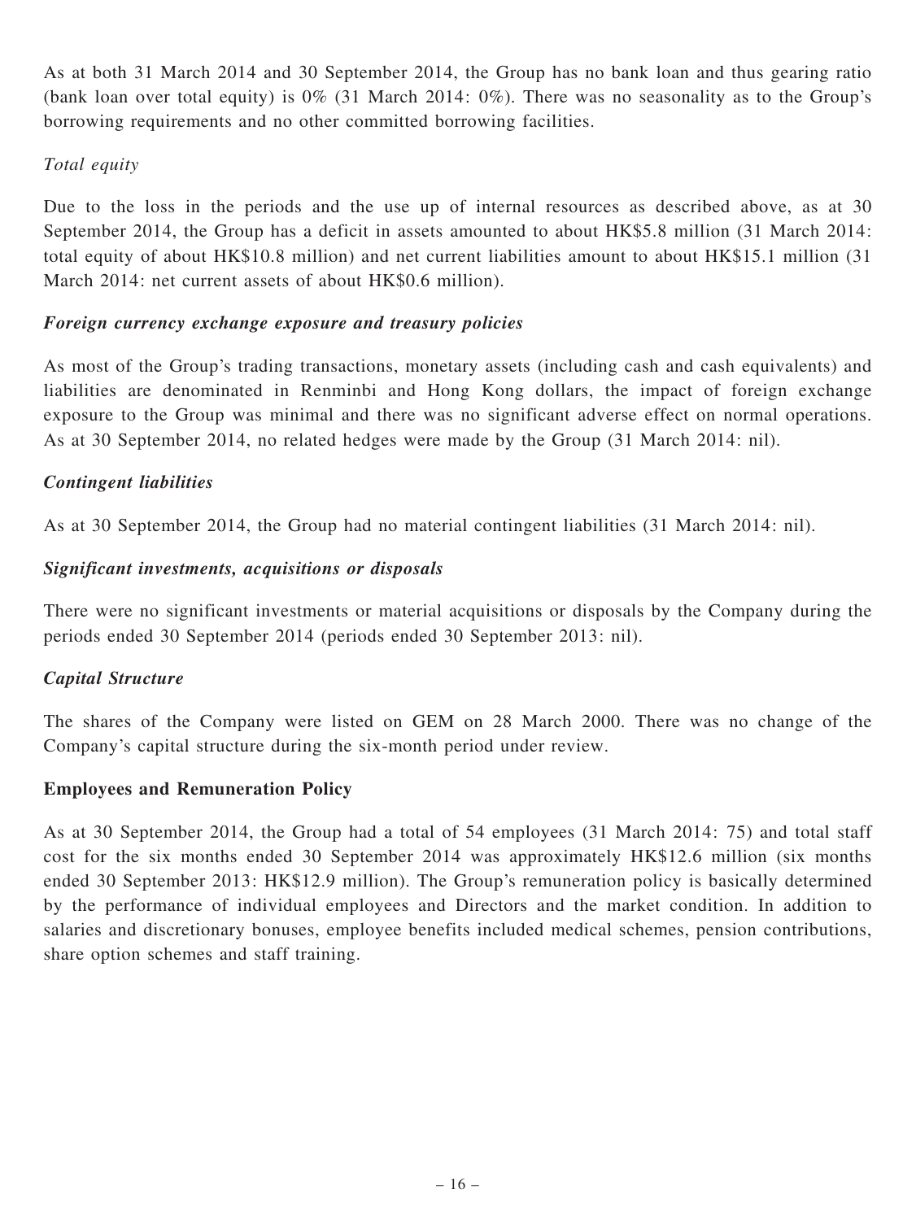As at both 31 March 2014 and 30 September 2014, the Group has no bank loan and thus gearing ratio (bank loan over total equity) is 0% (31 March 2014: 0%). There was no seasonality as to the Group's borrowing requirements and no other committed borrowing facilities.

*Total equity*

Due to the loss in the periods and the use up of internal resources as described above, as at 30 September 2014, the Group has a deficit in assets amounted to about HK$5.8 million (31 March 2014: total equity of about HK$10.8 million) and net current liabilities amount to about HK$15.1 million (31 March 2014: net current assets of about HK$0.6 million).

***Foreign currency exchange exposure and treasury policies***

As most of the Group's trading transactions, monetary assets (including cash and cash equivalents) and liabilities are denominated in Renminbi and Hong Kong dollars, the impact of foreign exchange exposure to the Group was minimal and there was no significant adverse effect on normal operations. As at 30 September 2014, no related hedges were made by the Group (31 March 2014: nil).

***Contingent liabilities***

As at 30 September 2014, the Group had no material contingent liabilities (31 March 2014: nil).

***Significant investments, acquisitions or disposals***

There were no significant investments or material acquisitions or disposals by the Company during the periods ended 30 September 2014 (periods ended 30 September 2013: nil).

***Capital Structure***

The shares of the Company were listed on GEM on 28 March 2000. There was no change of the Company's capital structure during the six-month period under review.

**Employees and Remuneration Policy**

As at 30 September 2014, the Group had a total of 54 employees (31 March 2014: 75) and total staff cost for the six months ended 30 September 2014 was approximately HK$12.6 million (six months ended 30 September 2013: HK$12.9 million). The Group's remuneration policy is basically determined by the performance of individual employees and Directors and the market condition. In addition to salaries and discretionary bonuses, employee benefits included medical schemes, pension contributions, share option schemes and staff training.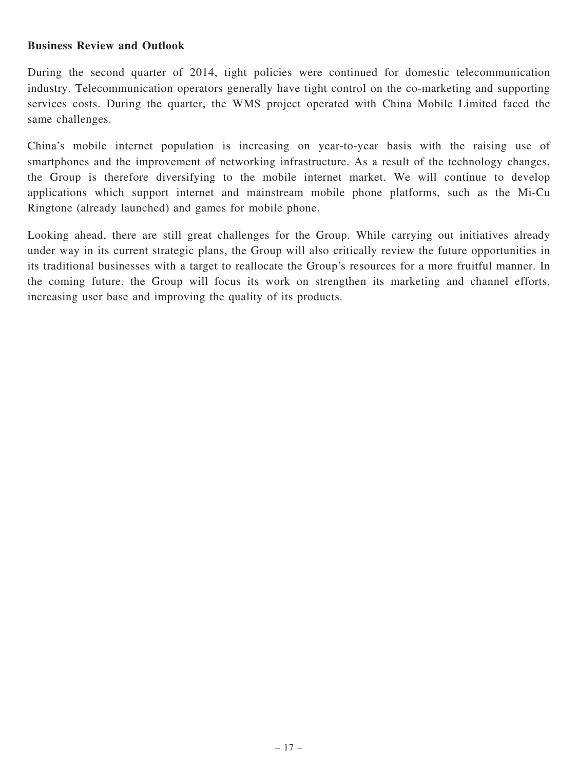**Business Review and Outlook**

During the second quarter of 2014, tight policies were continued for domestic telecommunication industry. Telecommunication operators generally have tight control on the co-marketing and supporting services costs. During the quarter, the WMS project operated with China Mobile Limited faced the same challenges.

China's mobile internet population is increasing on year-to-year basis with the raising use of smartphones and the improvement of networking infrastructure. As a result of the technology changes, the Group is therefore diversifying to the mobile internet market. We will continue to develop applications which support internet and mainstream mobile phone platforms, such as the Mi-Cu Ringtone (already launched) and games for mobile phone.

Looking ahead, there are still great challenges for the Group. While carrying out initiatives already under way in its current strategic plans, the Group will also critically review the future opportunities in its traditional businesses with a target to reallocate the Group's resources for a more fruitful manner. In the coming future, the Group will focus its work on strengthen its marketing and channel efforts, increasing user base and improving the quality of its products.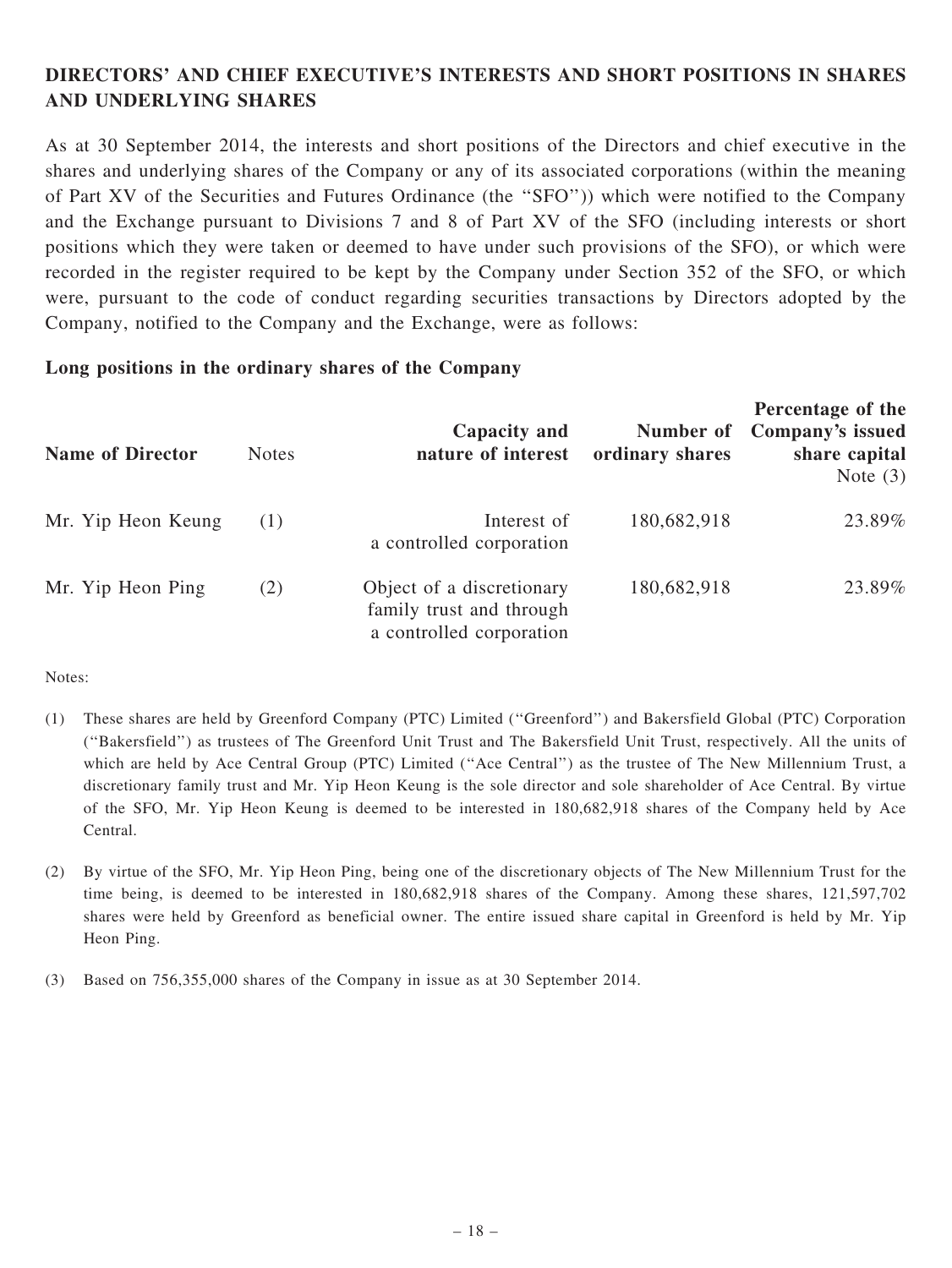## DIRECTORS' AND CHIEF EXECUTIVE'S INTERESTS AND SHORT POSITIONS IN SHARES AND UNDERLYING SHARES

As at 30 September 2014, the interests and short positions of the Directors and chief executive in the shares and underlying shares of the Company or any of its associated corporations (within the meaning of Part XV of the Securities and Futures Ordinance (the "SFO")) which were notified to the Company and the Exchange pursuant to Divisions 7 and 8 of Part XV of the SFO (including interests or short positions which they were taken or deemed to have under such provisions of the SFO), or which were recorded in the register required to be kept by the Company under Section 352 of the SFO, or which were, pursuant to the code of conduct regarding securities transactions by Directors adopted by the Company, notified to the Company and the Exchange, were as follows:

### Long positions in the ordinary shares of the Company

| Name of Director | Notes | Capacity and nature of interest | Number of ordinary shares | Percentage of the Company's issued share capital Note (3) |
|---|---|---|---|---|
| Mr. Yip Heon Keung | (1) | Interest of a controlled corporation | 180,682,918 | 23.89% |
| Mr. Yip Heon Ping | (2) | Object of a discretionary family trust and through a controlled corporation | 180,682,918 | 23.89% |

Notes:

(1) These shares are held by Greenford Company (PTC) Limited ("Greenford") and Bakersfield Global (PTC) Corporation ("Bakersfield") as trustees of The Greenford Unit Trust and The Bakersfield Unit Trust, respectively. All the units of which are held by Ace Central Group (PTC) Limited ("Ace Central") as the trustee of The New Millennium Trust, a discretionary family trust and Mr. Yip Heon Keung is the sole director and sole shareholder of Ace Central. By virtue of the SFO, Mr. Yip Heon Keung is deemed to be interested in 180,682,918 shares of the Company held by Ace Central.

(2) By virtue of the SFO, Mr. Yip Heon Ping, being one of the discretionary objects of The New Millennium Trust for the time being, is deemed to be interested in 180,682,918 shares of the Company. Among these shares, 121,597,702 shares were held by Greenford as beneficial owner. The entire issued share capital in Greenford is held by Mr. Yip Heon Ping.

(3) Based on 756,355,000 shares of the Company in issue as at 30 September 2014.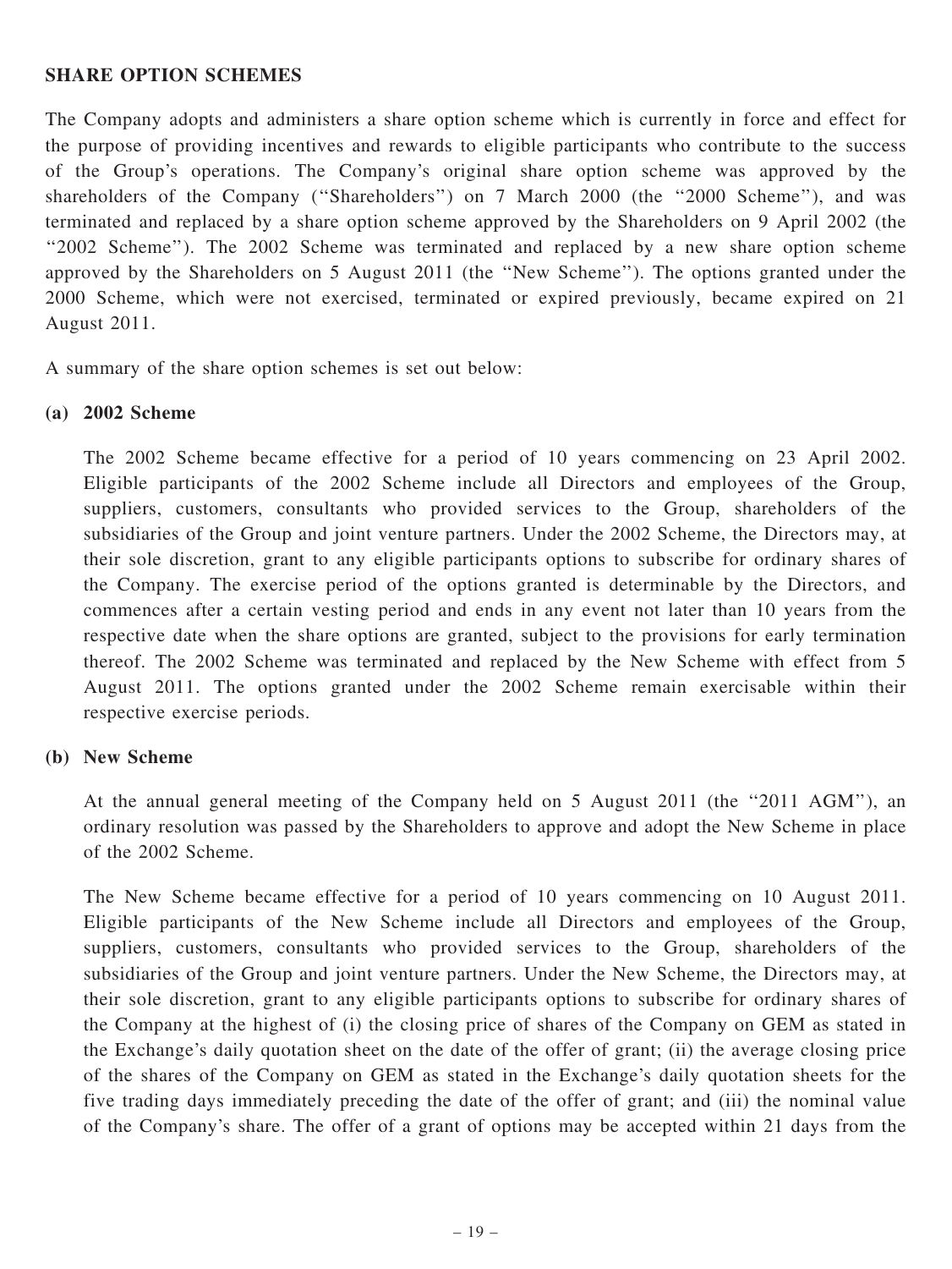## SHARE OPTION SCHEMES

The Company adopts and administers a share option scheme which is currently in force and effect for the purpose of providing incentives and rewards to eligible participants who contribute to the success of the Group's operations. The Company's original share option scheme was approved by the shareholders of the Company ("Shareholders") on 7 March 2000 (the "2000 Scheme"), and was terminated and replaced by a share option scheme approved by the Shareholders on 9 April 2002 (the "2002 Scheme"). The 2002 Scheme was terminated and replaced by a new share option scheme approved by the Shareholders on 5 August 2011 (the "New Scheme"). The options granted under the 2000 Scheme, which were not exercised, terminated or expired previously, became expired on 21 August 2011.

A summary of the share option schemes is set out below:

### (a) 2002 Scheme

The 2002 Scheme became effective for a period of 10 years commencing on 23 April 2002. Eligible participants of the 2002 Scheme include all Directors and employees of the Group, suppliers, customers, consultants who provided services to the Group, shareholders of the subsidiaries of the Group and joint venture partners. Under the 2002 Scheme, the Directors may, at their sole discretion, grant to any eligible participants options to subscribe for ordinary shares of the Company. The exercise period of the options granted is determinable by the Directors, and commences after a certain vesting period and ends in any event not later than 10 years from the respective date when the share options are granted, subject to the provisions for early termination thereof. The 2002 Scheme was terminated and replaced by the New Scheme with effect from 5 August 2011. The options granted under the 2002 Scheme remain exercisable within their respective exercise periods.

### (b) New Scheme

At the annual general meeting of the Company held on 5 August 2011 (the "2011 AGM"), an ordinary resolution was passed by the Shareholders to approve and adopt the New Scheme in place of the 2002 Scheme.

The New Scheme became effective for a period of 10 years commencing on 10 August 2011. Eligible participants of the New Scheme include all Directors and employees of the Group, suppliers, customers, consultants who provided services to the Group, shareholders of the subsidiaries of the Group and joint venture partners. Under the New Scheme, the Directors may, at their sole discretion, grant to any eligible participants options to subscribe for ordinary shares of the Company at the highest of (i) the closing price of shares of the Company on GEM as stated in the Exchange's daily quotation sheet on the date of the offer of grant; (ii) the average closing price of the shares of the Company on GEM as stated in the Exchange's daily quotation sheets for the five trading days immediately preceding the date of the offer of grant; and (iii) the nominal value of the Company's share. The offer of a grant of options may be accepted within 21 days from the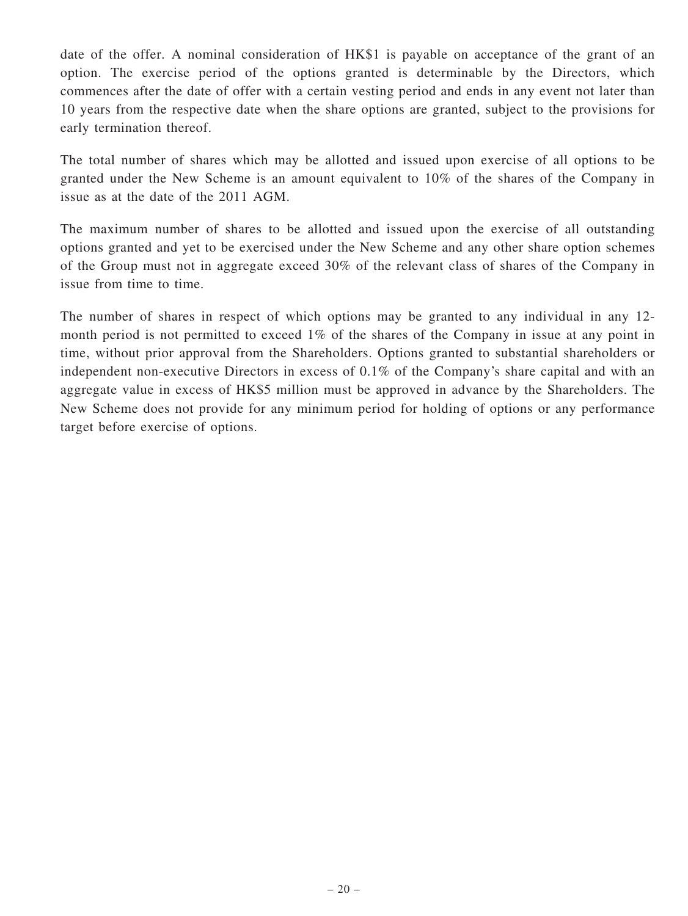date of the offer. A nominal consideration of HK$1 is payable on acceptance of the grant of an option. The exercise period of the options granted is determinable by the Directors, which commences after the date of offer with a certain vesting period and ends in any event not later than 10 years from the respective date when the share options are granted, subject to the provisions for early termination thereof.

The total number of shares which may be allotted and issued upon exercise of all options to be granted under the New Scheme is an amount equivalent to 10% of the shares of the Company in issue as at the date of the 2011 AGM.

The maximum number of shares to be allotted and issued upon the exercise of all outstanding options granted and yet to be exercised under the New Scheme and any other share option schemes of the Group must not in aggregate exceed 30% of the relevant class of shares of the Company in issue from time to time.

The number of shares in respect of which options may be granted to any individual in any 12-month period is not permitted to exceed 1% of the shares of the Company in issue at any point in time, without prior approval from the Shareholders. Options granted to substantial shareholders or independent non-executive Directors in excess of 0.1% of the Company's share capital and with an aggregate value in excess of HK$5 million must be approved in advance by the Shareholders. The New Scheme does not provide for any minimum period for holding of options or any performance target before exercise of options.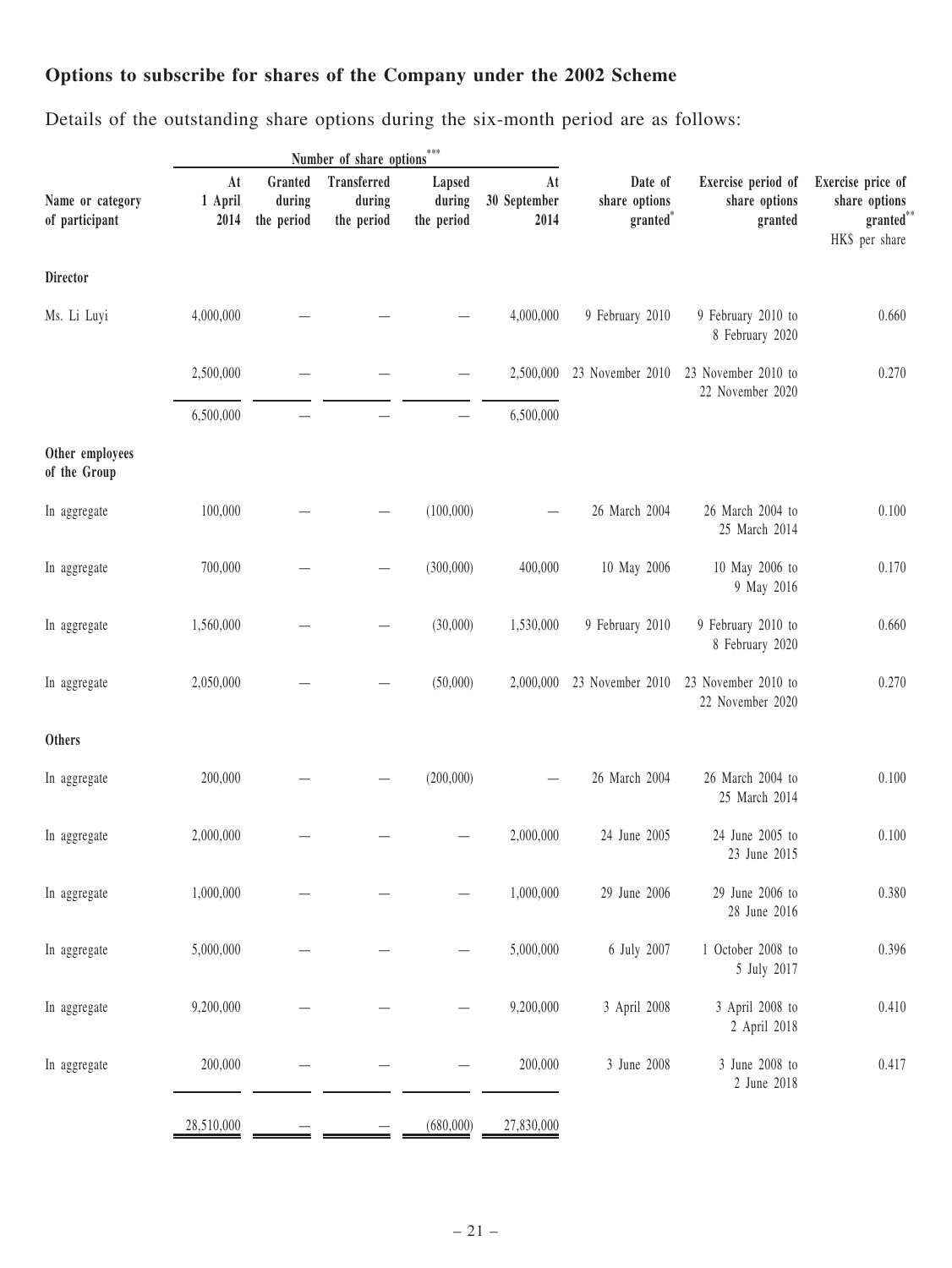## Options to subscribe for shares of the Company under the 2002 Scheme

Details of the outstanding share options during the six-month period are as follows:

| Name or category of participant | Number of share options*** | | | | | Date of share options granted* | Exercise period of share options granted | Exercise price of share options granted** |
|---|---|---|---|---|---|---|---|---|
| | At 1 April 2014 | Granted during the period | Transferred during the period | Lapsed during the period | At 30 September 2014 | | | HK$ per share |
| **Director** | | | | | | | | |
| Ms. Li Luyi | 4,000,000 | — | — | — | 4,000,000 | 9 February 2010 | 9 February 2010 to 8 February 2020 | 0.660 |
| | 2,500,000 | — | — | — | 2,500,000 | 23 November 2010 | 23 November 2010 to 22 November 2020 | 0.270 |
| | 6,500,000 | — | — | — | 6,500,000 | | | |
| **Other employees of the Group** | | | | | | | | |
| In aggregate | 100,000 | — | — | (100,000) | — | 26 March 2004 | 26 March 2004 to 25 March 2014 | 0.100 |
| In aggregate | 700,000 | — | — | (300,000) | 400,000 | 10 May 2006 | 10 May 2006 to 9 May 2016 | 0.170 |
| In aggregate | 1,560,000 | — | — | (30,000) | 1,530,000 | 9 February 2010 | 9 February 2010 to 8 February 2020 | 0.660 |
| In aggregate | 2,050,000 | — | — | (50,000) | 2,000,000 | 23 November 2010 | 23 November 2010 to 22 November 2020 | 0.270 |
| **Others** | | | | | | | | |
| In aggregate | 200,000 | — | — | (200,000) | — | 26 March 2004 | 26 March 2004 to 25 March 2014 | 0.100 |
| In aggregate | 2,000,000 | — | — | — | 2,000,000 | 24 June 2005 | 24 June 2005 to 23 June 2015 | 0.100 |
| In aggregate | 1,000,000 | — | — | — | 1,000,000 | 29 June 2006 | 29 June 2006 to 28 June 2016 | 0.380 |
| In aggregate | 5,000,000 | — | — | — | 5,000,000 | 6 July 2007 | 1 October 2008 to 5 July 2017 | 0.396 |
| In aggregate | 9,200,000 | — | — | — | 9,200,000 | 3 April 2008 | 3 April 2008 to 2 April 2018 | 0.410 |
| In aggregate | 200,000 | — | — | — | 200,000 | 3 June 2008 | 3 June 2008 to 2 June 2018 | 0.417 |
| | 28,510,000 | — | — | (680,000) | 27,830,000 | | | |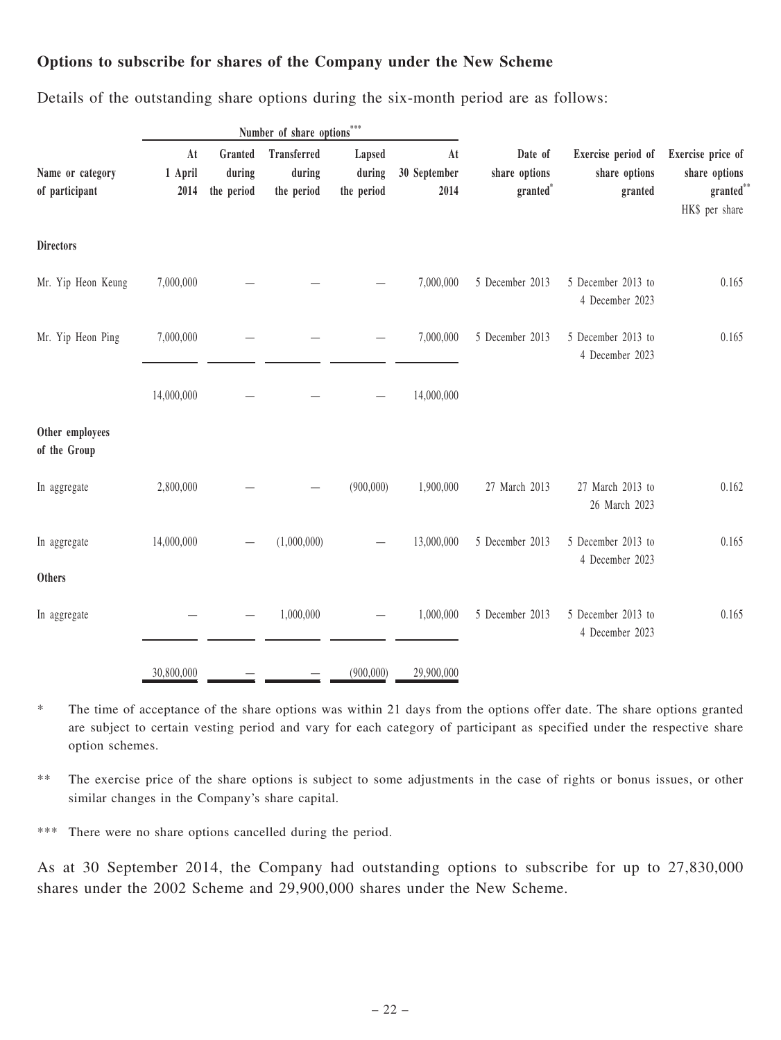**Options to subscribe for shares of the Company under the New Scheme**

Details of the outstanding share options during the six-month period are as follows:

| Name or category of participant | Number of share options*** | | | | | Date of share options granted* | Exercise period of share options granted | Exercise price of share options granted** |
|---|---|---|---|---|---|---|---|---|
| | At 1 April 2014 | Granted during the period | Transferred during the period | Lapsed during the period | At 30 September 2014 | | | HK$ per share |
| **Directors** | | | | | | | | |
| Mr. Yip Heon Keung | 7,000,000 | — | — | — | 7,000,000 | 5 December 2013 | 5 December 2013 to 4 December 2023 | 0.165 |
| Mr. Yip Heon Ping | 7,000,000 | — | — | — | 7,000,000 | 5 December 2013 | 5 December 2013 to 4 December 2023 | 0.165 |
| | 14,000,000 | — | — | — | 14,000,000 | | | |
| **Other employees of the Group** | | | | | | | | |
| In aggregate | 2,800,000 | — | — | (900,000) | 1,900,000 | 27 March 2013 | 27 March 2013 to 26 March 2023 | 0.162 |
| In aggregate | 14,000,000 | — | (1,000,000) | — | 13,000,000 | 5 December 2013 | 5 December 2013 to 4 December 2023 | 0.165 |
| **Others** | | | | | | | | |
| In aggregate | — | — | 1,000,000 | — | 1,000,000 | 5 December 2013 | 5 December 2013 to 4 December 2023 | 0.165 |
| | 30,800,000 | — | — | (900,000) | 29,900,000 | | | |

\* The time of acceptance of the share options was within 21 days from the options offer date. The share options granted are subject to certain vesting period and vary for each category of participant as specified under the respective share option schemes.

\** The exercise price of the share options is subject to some adjustments in the case of rights or bonus issues, or other similar changes in the Company's share capital.

\*** There were no share options cancelled during the period.

As at 30 September 2014, the Company had outstanding options to subscribe for up to 27,830,000 shares under the 2002 Scheme and 29,900,000 shares under the New Scheme.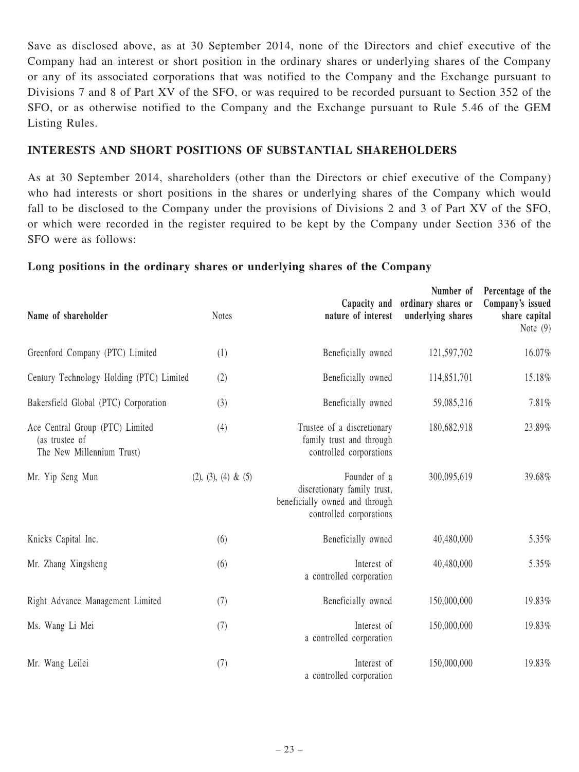Save as disclosed above, as at 30 September 2014, none of the Directors and chief executive of the Company had an interest or short position in the ordinary shares or underlying shares of the Company or any of its associated corporations that was notified to the Company and the Exchange pursuant to Divisions 7 and 8 of Part XV of the SFO, or was required to be recorded pursuant to Section 352 of the SFO, or as otherwise notified to the Company and the Exchange pursuant to Rule 5.46 of the GEM Listing Rules.

## INTERESTS AND SHORT POSITIONS OF SUBSTANTIAL SHAREHOLDERS

As at 30 September 2014, shareholders (other than the Directors or chief executive of the Company) who had interests or short positions in the shares or underlying shares of the Company which would fall to be disclosed to the Company under the provisions of Divisions 2 and 3 of Part XV of the SFO, or which were recorded in the register required to be kept by the Company under Section 336 of the SFO were as follows:

### Long positions in the ordinary shares or underlying shares of the Company

| Name of shareholder | Notes | Capacity and nature of interest | Number of ordinary shares or underlying shares | Percentage of the Company's issued share capital Note (9) |
|---|---|---|---|---|
| Greenford Company (PTC) Limited | (1) | Beneficially owned | 121,597,702 | 16.07% |
| Century Technology Holding (PTC) Limited | (2) | Beneficially owned | 114,851,701 | 15.18% |
| Bakersfield Global (PTC) Corporation | (3) | Beneficially owned | 59,085,216 | 7.81% |
| Ace Central Group (PTC) Limited (as trustee of The New Millennium Trust) | (4) | Trustee of a discretionary family trust and through controlled corporations | 180,682,918 | 23.89% |
| Mr. Yip Seng Mun | (2), (3), (4) & (5) | Founder of a discretionary family trust, beneficially owned and through controlled corporations | 300,095,619 | 39.68% |
| Knicks Capital Inc. | (6) | Beneficially owned | 40,480,000 | 5.35% |
| Mr. Zhang Xingsheng | (6) | Interest of a controlled corporation | 40,480,000 | 5.35% |
| Right Advance Management Limited | (7) | Beneficially owned | 150,000,000 | 19.83% |
| Ms. Wang Li Mei | (7) | Interest of a controlled corporation | 150,000,000 | 19.83% |
| Mr. Wang Leilei | (7) | Interest of a controlled corporation | 150,000,000 | 19.83% |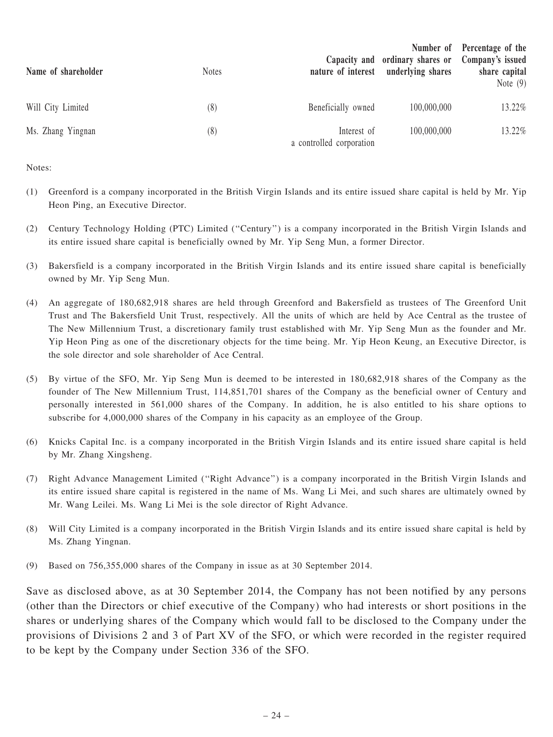| Name of shareholder | Notes | Capacity and nature of interest | Number of ordinary shares or underlying shares | Percentage of the Company's issued share capital Note (9) |
|---|---|---|---|---|
| Will City Limited | (8) | Beneficially owned | 100,000,000 | 13.22% |
| Ms. Zhang Yingnan | (8) | Interest of a controlled corporation | 100,000,000 | 13.22% |

Notes:

(1) Greenford is a company incorporated in the British Virgin Islands and its entire issued share capital is held by Mr. Yip Heon Ping, an Executive Director.

(2) Century Technology Holding (PTC) Limited ("Century") is a company incorporated in the British Virgin Islands and its entire issued share capital is beneficially owned by Mr. Yip Seng Mun, a former Director.

(3) Bakersfield is a company incorporated in the British Virgin Islands and its entire issued share capital is beneficially owned by Mr. Yip Seng Mun.

(4) An aggregate of 180,682,918 shares are held through Greenford and Bakersfield as trustees of The Greenford Unit Trust and The Bakersfield Unit Trust, respectively. All the units of which are held by Ace Central as the trustee of The New Millennium Trust, a discretionary family trust established with Mr. Yip Seng Mun as the founder and Mr. Yip Heon Ping as one of the discretionary objects for the time being. Mr. Yip Heon Keung, an Executive Director, is the sole director and sole shareholder of Ace Central.

(5) By virtue of the SFO, Mr. Yip Seng Mun is deemed to be interested in 180,682,918 shares of the Company as the founder of The New Millennium Trust, 114,851,701 shares of the Company as the beneficial owner of Century and personally interested in 561,000 shares of the Company. In addition, he is also entitled to his share options to subscribe for 4,000,000 shares of the Company in his capacity as an employee of the Group.

(6) Knicks Capital Inc. is a company incorporated in the British Virgin Islands and its entire issued share capital is held by Mr. Zhang Xingsheng.

(7) Right Advance Management Limited ("Right Advance") is a company incorporated in the British Virgin Islands and its entire issued share capital is registered in the name of Ms. Wang Li Mei, and such shares are ultimately owned by Mr. Wang Leilei. Ms. Wang Li Mei is the sole director of Right Advance.

(8) Will City Limited is a company incorporated in the British Virgin Islands and its entire issued share capital is held by Ms. Zhang Yingnan.

(9) Based on 756,355,000 shares of the Company in issue as at 30 September 2014.

Save as disclosed above, as at 30 September 2014, the Company has not been notified by any persons (other than the Directors or chief executive of the Company) who had interests or short positions in the shares or underlying shares of the Company which would fall to be disclosed to the Company under the provisions of Divisions 2 and 3 of Part XV of the SFO, or which were recorded in the register required to be kept by the Company under Section 336 of the SFO.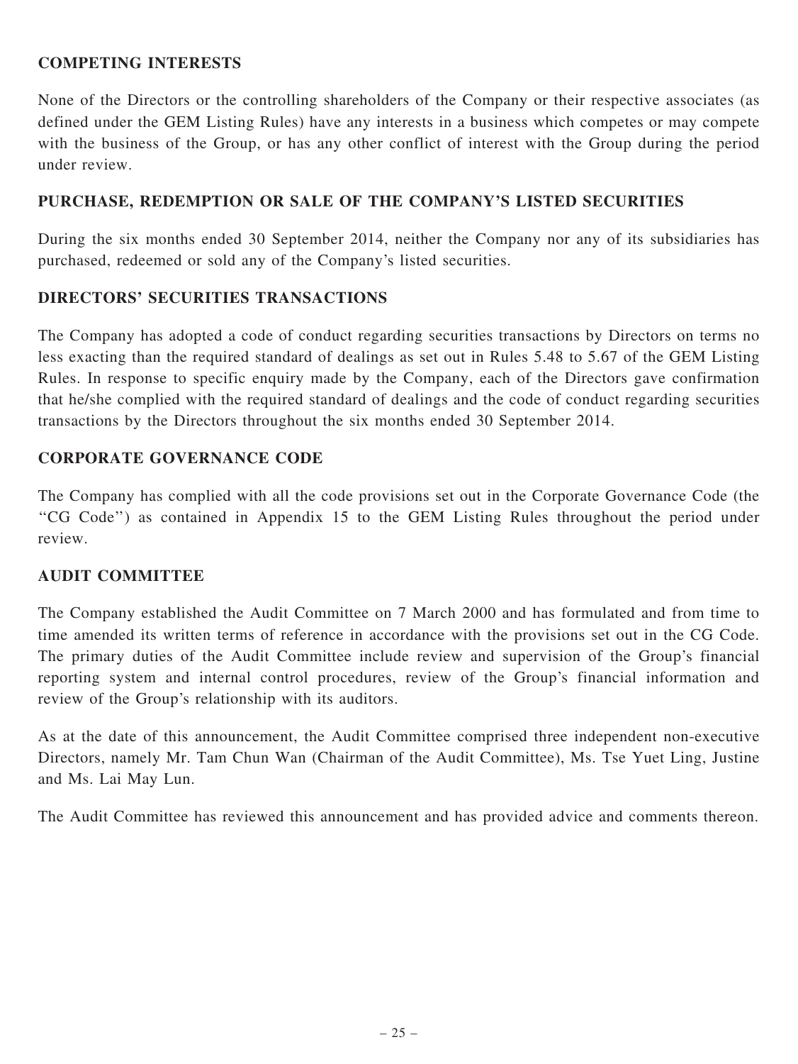## COMPETING INTERESTS

None of the Directors or the controlling shareholders of the Company or their respective associates (as defined under the GEM Listing Rules) have any interests in a business which competes or may compete with the business of the Group, or has any other conflict of interest with the Group during the period under review.

## PURCHASE, REDEMPTION OR SALE OF THE COMPANY'S LISTED SECURITIES

During the six months ended 30 September 2014, neither the Company nor any of its subsidiaries has purchased, redeemed or sold any of the Company's listed securities.

## DIRECTORS' SECURITIES TRANSACTIONS

The Company has adopted a code of conduct regarding securities transactions by Directors on terms no less exacting than the required standard of dealings as set out in Rules 5.48 to 5.67 of the GEM Listing Rules. In response to specific enquiry made by the Company, each of the Directors gave confirmation that he/she complied with the required standard of dealings and the code of conduct regarding securities transactions by the Directors throughout the six months ended 30 September 2014.

## CORPORATE GOVERNANCE CODE

The Company has complied with all the code provisions set out in the Corporate Governance Code (the "CG Code") as contained in Appendix 15 to the GEM Listing Rules throughout the period under review.

## AUDIT COMMITTEE

The Company established the Audit Committee on 7 March 2000 and has formulated and from time to time amended its written terms of reference in accordance with the provisions set out in the CG Code. The primary duties of the Audit Committee include review and supervision of the Group's financial reporting system and internal control procedures, review of the Group's financial information and review of the Group's relationship with its auditors.

As at the date of this announcement, the Audit Committee comprised three independent non-executive Directors, namely Mr. Tam Chun Wan (Chairman of the Audit Committee), Ms. Tse Yuet Ling, Justine and Ms. Lai May Lun.

The Audit Committee has reviewed this announcement and has provided advice and comments thereon.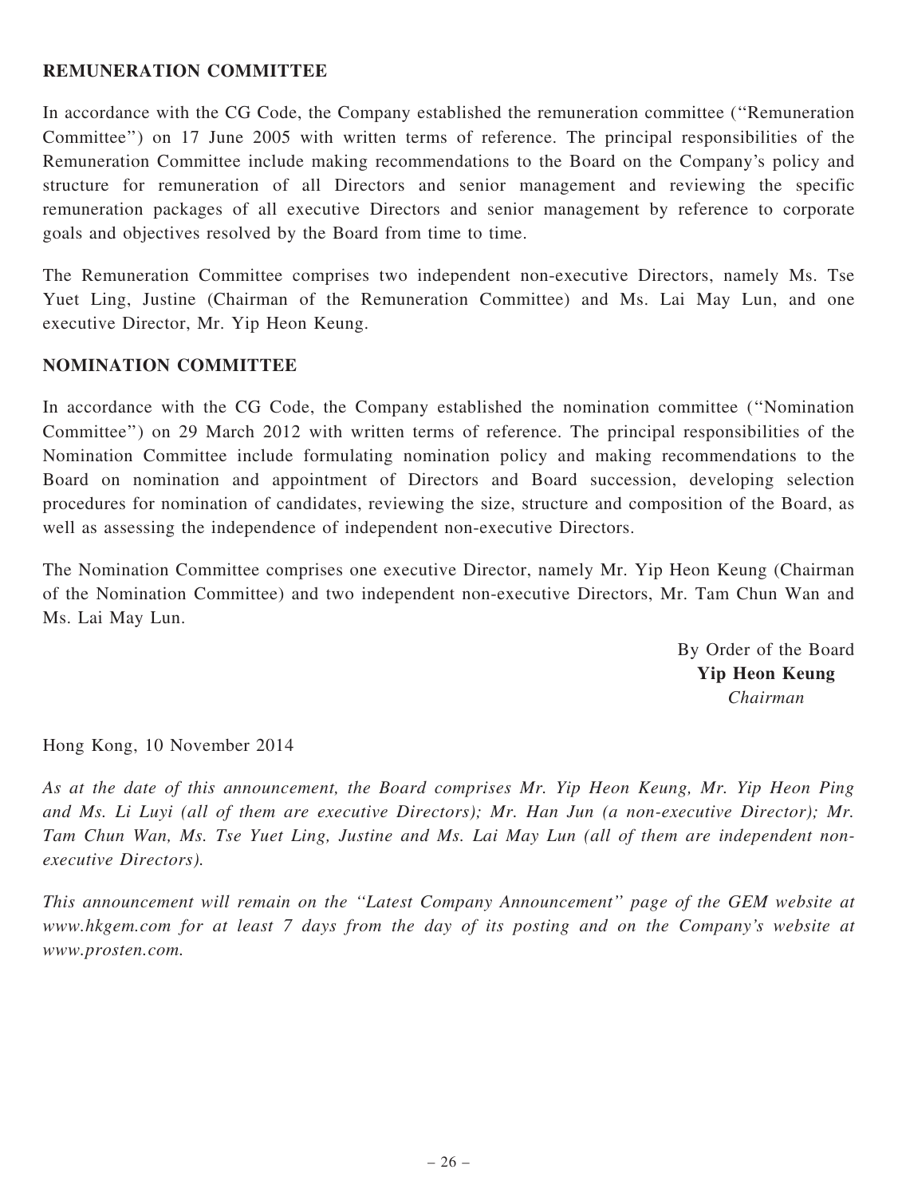## REMUNERATION COMMITTEE

In accordance with the CG Code, the Company established the remuneration committee (''Remuneration Committee'') on 17 June 2005 with written terms of reference. The principal responsibilities of the Remuneration Committee include making recommendations to the Board on the Company's policy and structure for remuneration of all Directors and senior management and reviewing the specific remuneration packages of all executive Directors and senior management by reference to corporate goals and objectives resolved by the Board from time to time.

The Remuneration Committee comprises two independent non-executive Directors, namely Ms. Tse Yuet Ling, Justine (Chairman of the Remuneration Committee) and Ms. Lai May Lun, and one executive Director, Mr. Yip Heon Keung.

## NOMINATION COMMITTEE

In accordance with the CG Code, the Company established the nomination committee (''Nomination Committee'') on 29 March 2012 with written terms of reference. The principal responsibilities of the Nomination Committee include formulating nomination policy and making recommendations to the Board on nomination and appointment of Directors and Board succession, developing selection procedures for nomination of candidates, reviewing the size, structure and composition of the Board, as well as assessing the independence of independent non-executive Directors.

The Nomination Committee comprises one executive Director, namely Mr. Yip Heon Keung (Chairman of the Nomination Committee) and two independent non-executive Directors, Mr. Tam Chun Wan and Ms. Lai May Lun.

By Order of the Board
**Yip Heon Keung**
*Chairman*

Hong Kong, 10 November 2014

*As at the date of this announcement, the Board comprises Mr. Yip Heon Keung, Mr. Yip Heon Ping and Ms. Li Luyi (all of them are executive Directors); Mr. Han Jun (a non-executive Director); Mr. Tam Chun Wan, Ms. Tse Yuet Ling, Justine and Ms. Lai May Lun (all of them are independent non-executive Directors).*

*This announcement will remain on the ''Latest Company Announcement'' page of the GEM website at www.hkgem.com for at least 7 days from the day of its posting and on the Company's website at www.prosten.com.*